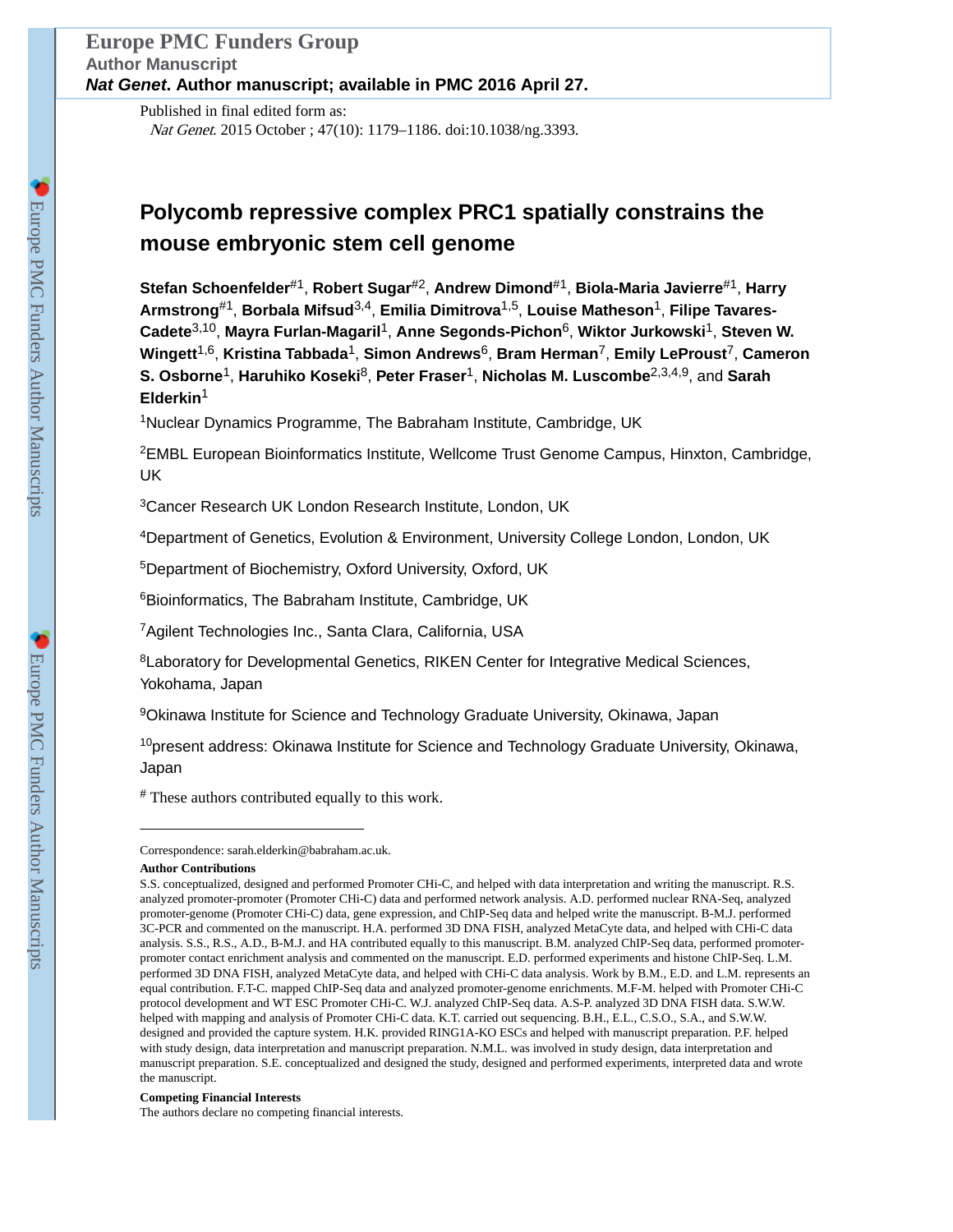Published in final edited form as:

*Nat Genet*. 2015 October ; 47(10): 1179–1186. doi:10.1038/ng.3393.

# Polycomb repressive complex PRC1 spatially constrains the mouse embryonic stem cell genome

**Stefan Schoenfelder**[#1], **Robert Sugar**[#2], **Andrew Dimond**[#1], **Biola-Maria Javierre**[#1], **Harry Armstrong**[#1], **Borbala Mifsud**[3,4], **Emilia Dimitrova**[1,5], **Louise Matheson**[1], **Filipe Tavares-Cadete**[3,10], **Mayra Furlan-Magaril**[1], **Anne Segonds-Pichon**[6], **Wiktor Jurkowski**[1], **Steven W. Wingett**[1,6], **Kristina Tabbada**[1], **Simon Andrews**[6], **Bram Herman**[7], **Emily LeProust**[7], **Cameron S. Osborne**[1], **Haruhiko Koseki**[8], **Peter Fraser**[1], **Nicholas M. Luscombe**[2,3,4,9], and **Sarah Elderkin**[1]

[1]Nuclear Dynamics Programme, The Babraham Institute, Cambridge, UK

[2]EMBL European Bioinformatics Institute, Wellcome Trust Genome Campus, Hinxton, Cambridge, UK

[3]Cancer Research UK London Research Institute, London, UK

[4]Department of Genetics, Evolution & Environment, University College London, London, UK

[5]Department of Biochemistry, Oxford University, Oxford, UK

[6]Bioinformatics, The Babraham Institute, Cambridge, UK

[7]Agilent Technologies Inc., Santa Clara, California, USA

[8]Laboratory for Developmental Genetics, RIKEN Center for Integrative Medical Sciences, Yokohama, Japan

[9]Okinawa Institute for Science and Technology Graduate University, Okinawa, Japan

[10]present address: Okinawa Institute for Science and Technology Graduate University, Okinawa, Japan

[#] These authors contributed equally to this work.

---

Correspondence: sarah.elderkin@babraham.ac.uk.

**Author Contributions**

S.S. conceptualized, designed and performed Promoter CHi-C, and helped with data interpretation and writing the manuscript. R.S. analyzed promoter-promoter (Promoter CHi-C) data and performed network analysis. A.D. performed nuclear RNA-Seq, analyzed promoter-genome (Promoter CHi-C) data, gene expression, and ChIP-Seq data and helped write the manuscript. B-M.J. performed 3C-PCR and commented on the manuscript. H.A. performed 3D DNA FISH, analyzed MetaCyte data, and helped with CHi-C data analysis. S.S., R.S., A.D., B-M.J. and HA contributed equally to this manuscript. B.M. analyzed ChIP-Seq data, performed promoter-promoter contact enrichment analysis and commented on the manuscript. E.D. performed experiments and histone ChIP-Seq. L.M. performed 3D DNA FISH, analyzed MetaCyte data, and helped with CHi-C data analysis. Work by B.M., E.D. and L.M. represents an equal contribution. F.T-C. mapped ChIP-Seq data and analyzed promoter-genome enrichments. M.F-M. helped with Promoter CHi-C protocol development and WT ESC Promoter CHi-C. W.J. analyzed ChIP-Seq data. A.S-P. analyzed 3D DNA FISH data. S.W.W. helped with mapping and analysis of Promoter CHi-C data. K.T. carried out sequencing. B.H., E.L., C.S.O., S.A., and S.W.W. designed and provided the capture system. H.K. provided RING1A-KO ESCs and helped with manuscript preparation. P.F. helped with study design, data interpretation and manuscript preparation. N.M.L. was involved in study design, data interpretation and manuscript preparation. S.E. conceptualized and designed the study, designed and performed experiments, interpreted data and wrote the manuscript.

**Competing Financial Interests**

The authors declare no competing financial interests.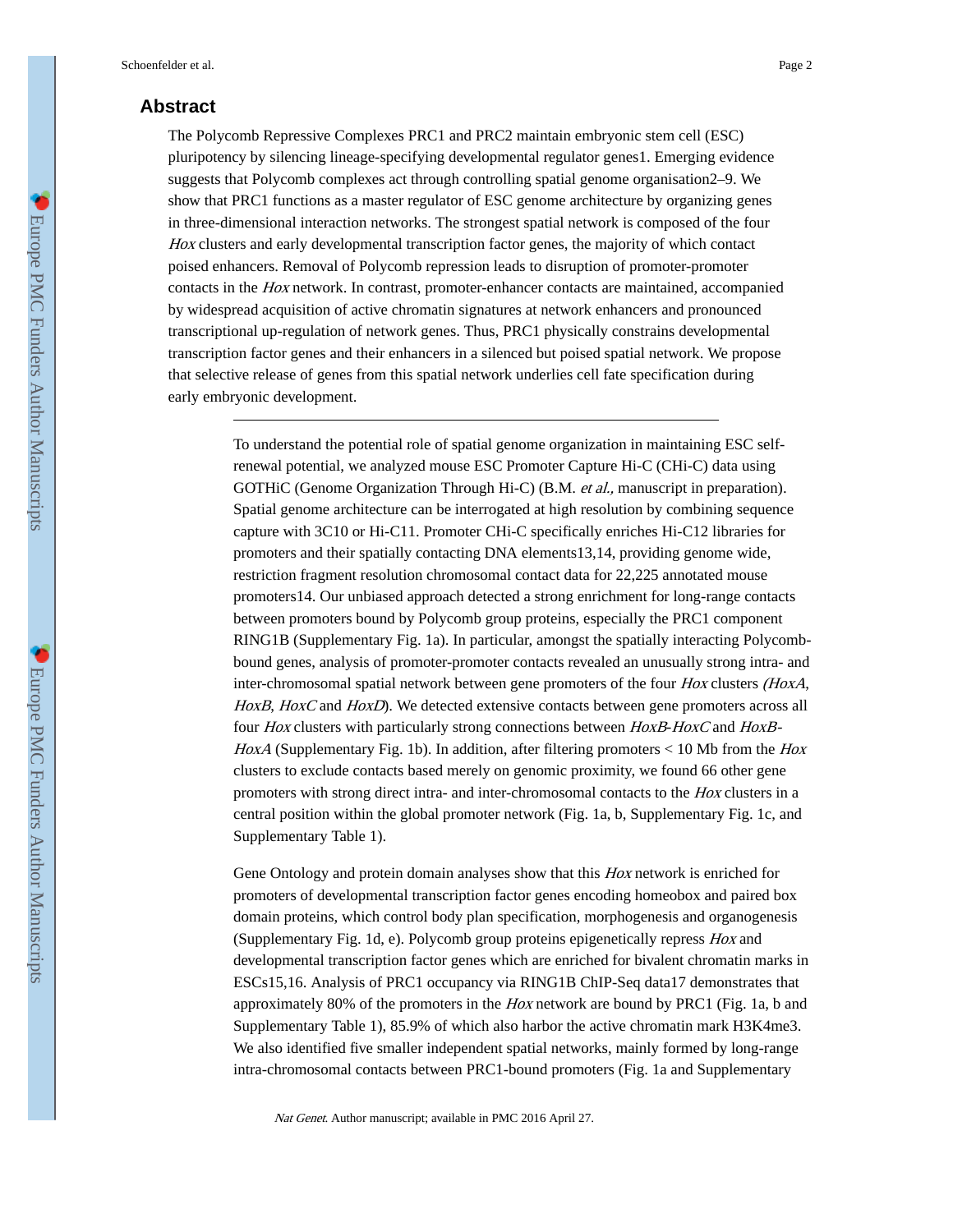## Abstract

The Polycomb Repressive Complexes PRC1 and PRC2 maintain embryonic stem cell (ESC) pluripotency by silencing lineage-specifying developmental regulator genes[1]. Emerging evidence suggests that Polycomb complexes act through controlling spatial genome organisation[2–9]. We show that PRC1 functions as a master regulator of ESC genome architecture by organizing genes in three-dimensional interaction networks. The strongest spatial network is composed of the four *Hox* clusters and early developmental transcription factor genes, the majority of which contact poised enhancers. Removal of Polycomb repression leads to disruption of promoter-promoter contacts in the *Hox* network. In contrast, promoter-enhancer contacts are maintained, accompanied by widespread acquisition of active chromatin signatures at network enhancers and pronounced transcriptional up-regulation of network genes. Thus, PRC1 physically constrains developmental transcription factor genes and their enhancers in a silenced but poised spatial network. We propose that selective release of genes from this spatial network underlies cell fate specification during early embryonic development.

---

To understand the potential role of spatial genome organization in maintaining ESC self-renewal potential, we analyzed mouse ESC Promoter Capture Hi-C (CHi-C) data using GOTHiC (Genome Organization Through Hi-C) (B.M. *et al.,* manuscript in preparation). Spatial genome architecture can be interrogated at high resolution by combining sequence capture with 3C[10] or Hi-C[11]. Promoter CHi-C specifically enriches Hi-C[12] libraries for promoters and their spatially contacting DNA elements[13,14], providing genome wide, restriction fragment resolution chromosomal contact data for 22,225 annotated mouse promoters[14]. Our unbiased approach detected a strong enrichment for long-range contacts between promoters bound by Polycomb group proteins, especially the PRC1 component RING1B (Supplementary Fig. 1a). In particular, amongst the spatially interacting Polycomb-bound genes, analysis of promoter-promoter contacts revealed an unusually strong intra- and inter-chromosomal spatial network between gene promoters of the four *Hox* clusters *(HoxA*, *HoxB*, *HoxC* and *HoxD*). We detected extensive contacts between gene promoters across all four *Hox* clusters with particularly strong connections between *HoxB*-*HoxC* and *HoxB*-*HoxA* (Supplementary Fig. 1b). In addition, after filtering promoters < 10 Mb from the *Hox* clusters to exclude contacts based merely on genomic proximity, we found 66 other gene promoters with strong direct intra- and inter-chromosomal contacts to the *Hox* clusters in a central position within the global promoter network (Fig. 1a, b, Supplementary Fig. 1c, and Supplementary Table 1).

Gene Ontology and protein domain analyses show that this *Hox* network is enriched for promoters of developmental transcription factor genes encoding homeobox and paired box domain proteins, which control body plan specification, morphogenesis and organogenesis (Supplementary Fig. 1d, e). Polycomb group proteins epigenetically repress *Hox* and developmental transcription factor genes which are enriched for bivalent chromatin marks in ESCs[15,16]. Analysis of PRC1 occupancy via RING1B ChIP-Seq data[17] demonstrates that approximately 80% of the promoters in the *Hox* network are bound by PRC1 (Fig. 1a, b and Supplementary Table 1), 85.9% of which also harbor the active chromatin mark H3K4me3. We also identified five smaller independent spatial networks, mainly formed by long-range intra-chromosomal contacts between PRC1-bound promoters (Fig. 1a and Supplementary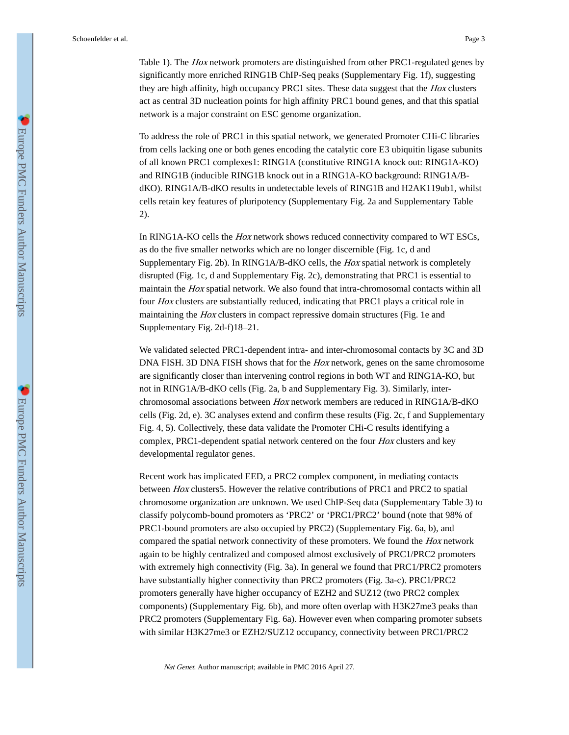Table 1). The *Hox* network promoters are distinguished from other PRC1-regulated genes by significantly more enriched RING1B ChIP-Seq peaks (Supplementary Fig. 1f), suggesting they are high affinity, high occupancy PRC1 sites. These data suggest that the *Hox* clusters act as central 3D nucleation points for high affinity PRC1 bound genes, and that this spatial network is a major constraint on ESC genome organization.

To address the role of PRC1 in this spatial network, we generated Promoter CHi-C libraries from cells lacking one or both genes encoding the catalytic core E3 ubiquitin ligase subunits of all known PRC1 complexes[1]: RING1A (constitutive RING1A knock out: RING1A-KO) and RING1B (inducible RING1B knock out in a RING1A-KO background: RING1A/B-dKO). RING1A/B-dKO results in undetectable levels of RING1B and H2AK119ub1, whilst cells retain key features of pluripotency (Supplementary Fig. 2a and Supplementary Table 2).

In RING1A-KO cells the *Hox* network shows reduced connectivity compared to WT ESCs, as do the five smaller networks which are no longer discernible (Fig. 1c, d and Supplementary Fig. 2b). In RING1A/B-dKO cells, the *Hox* spatial network is completely disrupted (Fig. 1c, d and Supplementary Fig. 2c), demonstrating that PRC1 is essential to maintain the *Hox* spatial network. We also found that intra-chromosomal contacts within all four *Hox* clusters are substantially reduced, indicating that PRC1 plays a critical role in maintaining the *Hox* clusters in compact repressive domain structures (Fig. 1e and Supplementary Fig. 2d-f)[18–21].

We validated selected PRC1-dependent intra- and inter-chromosomal contacts by 3C and 3D DNA FISH. 3D DNA FISH shows that for the *Hox* network, genes on the same chromosome are significantly closer than intervening control regions in both WT and RING1A-KO, but not in RING1A/B-dKO cells (Fig. 2a, b and Supplementary Fig. 3). Similarly, inter-chromosomal associations between *Hox* network members are reduced in RING1A/B-dKO cells (Fig. 2d, e). 3C analyses extend and confirm these results (Fig. 2c, f and Supplementary Fig. 4, 5). Collectively, these data validate the Promoter CHi-C results identifying a complex, PRC1-dependent spatial network centered on the four *Hox* clusters and key developmental regulator genes.

Recent work has implicated EED, a PRC2 complex component, in mediating contacts between *Hox* clusters[5]. However the relative contributions of PRC1 and PRC2 to spatial chromosome organization are unknown. We used ChIP-Seq data (Supplementary Table 3) to classify polycomb-bound promoters as 'PRC2' or 'PRC1/PRC2' bound (note that 98% of PRC1-bound promoters are also occupied by PRC2) (Supplementary Fig. 6a, b), and compared the spatial network connectivity of these promoters. We found the *Hox* network again to be highly centralized and composed almost exclusively of PRC1/PRC2 promoters with extremely high connectivity (Fig. 3a). In general we found that PRC1/PRC2 promoters have substantially higher connectivity than PRC2 promoters (Fig. 3a-c). PRC1/PRC2 promoters generally have higher occupancy of EZH2 and SUZ12 (two PRC2 complex components) (Supplementary Fig. 6b), and more often overlap with H3K27me3 peaks than PRC2 promoters (Supplementary Fig. 6a). However even when comparing promoter subsets with similar H3K27me3 or EZH2/SUZ12 occupancy, connectivity between PRC1/PRC2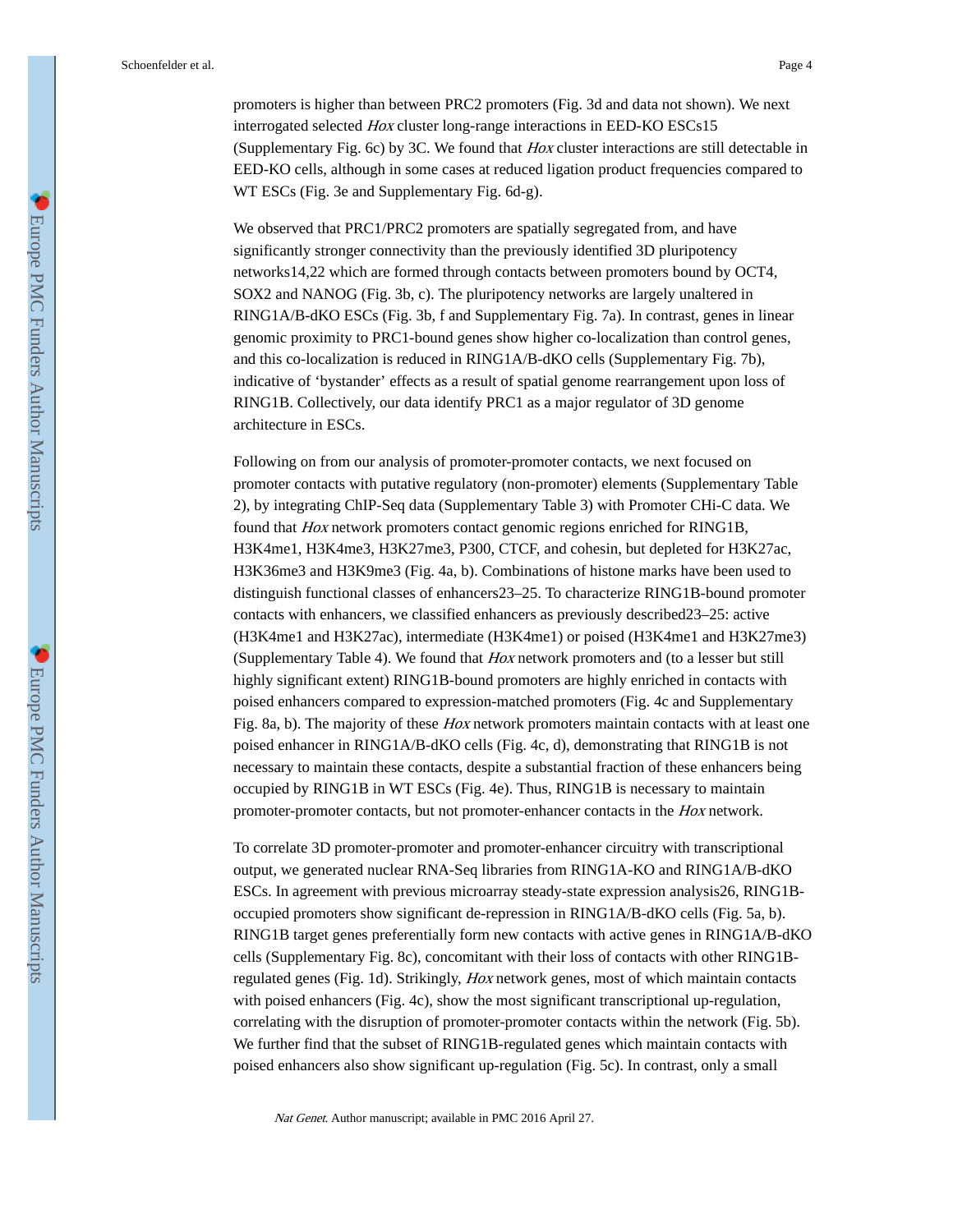promoters is higher than between PRC2 promoters (Fig. 3d and data not shown). We next interrogated selected *Hox* cluster long-range interactions in EED-KO ESCs[15] (Supplementary Fig. 6c) by 3C. We found that *Hox* cluster interactions are still detectable in EED-KO cells, although in some cases at reduced ligation product frequencies compared to WT ESCs (Fig. 3e and Supplementary Fig. 6d-g).

We observed that PRC1/PRC2 promoters are spatially segregated from, and have significantly stronger connectivity than the previously identified 3D pluripotency networks[14,22] which are formed through contacts between promoters bound by OCT4, SOX2 and NANOG (Fig. 3b, c). The pluripotency networks are largely unaltered in RING1A/B-dKO ESCs (Fig. 3b, f and Supplementary Fig. 7a). In contrast, genes in linear genomic proximity to PRC1-bound genes show higher co-localization than control genes, and this co-localization is reduced in RING1A/B-dKO cells (Supplementary Fig. 7b), indicative of 'bystander' effects as a result of spatial genome rearrangement upon loss of RING1B. Collectively, our data identify PRC1 as a major regulator of 3D genome architecture in ESCs.

Following on from our analysis of promoter-promoter contacts, we next focused on promoter contacts with putative regulatory (non-promoter) elements (Supplementary Table 2), by integrating ChIP-Seq data (Supplementary Table 3) with Promoter CHi-C data. We found that *Hox* network promoters contact genomic regions enriched for RING1B, H3K4me1, H3K4me3, H3K27me3, P300, CTCF, and cohesin, but depleted for H3K27ac, H3K36me3 and H3K9me3 (Fig. 4a, b). Combinations of histone marks have been used to distinguish functional classes of enhancers[23–25]. To characterize RING1B-bound promoter contacts with enhancers, we classified enhancers as previously described[23–25]: active (H3K4me1 and H3K27ac), intermediate (H3K4me1) or poised (H3K4me1 and H3K27me3) (Supplementary Table 4). We found that *Hox* network promoters and (to a lesser but still highly significant extent) RING1B-bound promoters are highly enriched in contacts with poised enhancers compared to expression-matched promoters (Fig. 4c and Supplementary Fig. 8a, b). The majority of these *Hox* network promoters maintain contacts with at least one poised enhancer in RING1A/B-dKO cells (Fig. 4c, d), demonstrating that RING1B is not necessary to maintain these contacts, despite a substantial fraction of these enhancers being occupied by RING1B in WT ESCs (Fig. 4e). Thus, RING1B is necessary to maintain promoter-promoter contacts, but not promoter-enhancer contacts in the *Hox* network.

To correlate 3D promoter-promoter and promoter-enhancer circuitry with transcriptional output, we generated nuclear RNA-Seq libraries from RING1A-KO and RING1A/B-dKO ESCs. In agreement with previous microarray steady-state expression analysis[26], RING1B-occupied promoters show significant de-repression in RING1A/B-dKO cells (Fig. 5a, b). RING1B target genes preferentially form new contacts with active genes in RING1A/B-dKO cells (Supplementary Fig. 8c), concomitant with their loss of contacts with other RING1B-regulated genes (Fig. 1d). Strikingly, *Hox* network genes, most of which maintain contacts with poised enhancers (Fig. 4c), show the most significant transcriptional up-regulation, correlating with the disruption of promoter-promoter contacts within the network (Fig. 5b). We further find that the subset of RING1B-regulated genes which maintain contacts with poised enhancers also show significant up-regulation (Fig. 5c). In contrast, only a small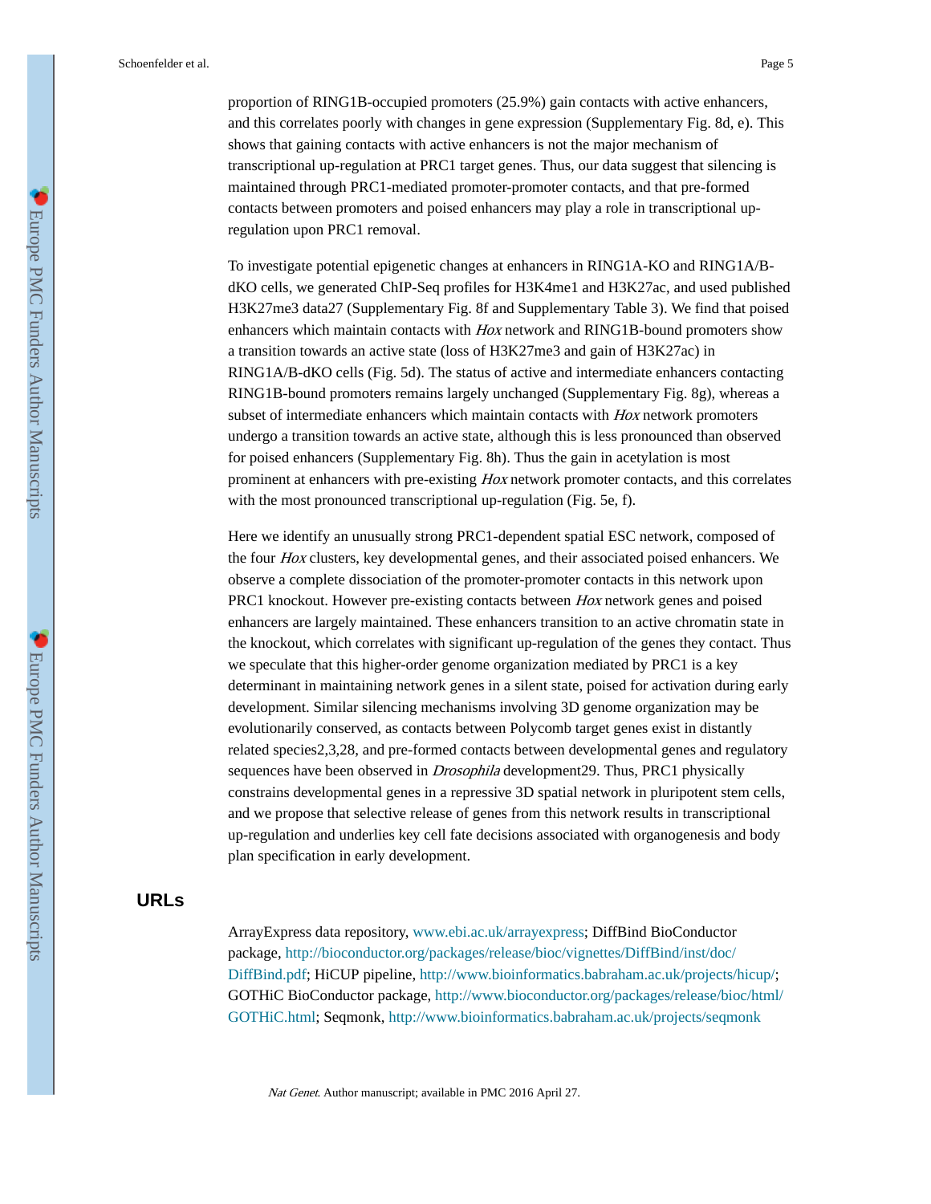proportion of RING1B-occupied promoters (25.9%) gain contacts with active enhancers, and this correlates poorly with changes in gene expression (Supplementary Fig. 8d, e). This shows that gaining contacts with active enhancers is not the major mechanism of transcriptional up-regulation at PRC1 target genes. Thus, our data suggest that silencing is maintained through PRC1-mediated promoter-promoter contacts, and that pre-formed contacts between promoters and poised enhancers may play a role in transcriptional up-regulation upon PRC1 removal.

To investigate potential epigenetic changes at enhancers in RING1A-KO and RING1A/B-dKO cells, we generated ChIP-Seq profiles for H3K4me1 and H3K27ac, and used published H3K27me3 data[27] (Supplementary Fig. 8f and Supplementary Table 3). We find that poised enhancers which maintain contacts with *Hox* network and RING1B-bound promoters show a transition towards an active state (loss of H3K27me3 and gain of H3K27ac) in RING1A/B-dKO cells (Fig. 5d). The status of active and intermediate enhancers contacting RING1B-bound promoters remains largely unchanged (Supplementary Fig. 8g), whereas a subset of intermediate enhancers which maintain contacts with *Hox* network promoters undergo a transition towards an active state, although this is less pronounced than observed for poised enhancers (Supplementary Fig. 8h). Thus the gain in acetylation is most prominent at enhancers with pre-existing *Hox* network promoter contacts, and this correlates with the most pronounced transcriptional up-regulation (Fig. 5e, f).

Here we identify an unusually strong PRC1-dependent spatial ESC network, composed of the four *Hox* clusters, key developmental genes, and their associated poised enhancers. We observe a complete dissociation of the promoter-promoter contacts in this network upon PRC1 knockout. However pre-existing contacts between *Hox* network genes and poised enhancers are largely maintained. These enhancers transition to an active chromatin state in the knockout, which correlates with significant up-regulation of the genes they contact. Thus we speculate that this higher-order genome organization mediated by PRC1 is a key determinant in maintaining network genes in a silent state, poised for activation during early development. Similar silencing mechanisms involving 3D genome organization may be evolutionarily conserved, as contacts between Polycomb target genes exist in distantly related species[2,3,28], and pre-formed contacts between developmental genes and regulatory sequences have been observed in *Drosophila* development[29]. Thus, PRC1 physically constrains developmental genes in a repressive 3D spatial network in pluripotent stem cells, and we propose that selective release of genes from this network results in transcriptional up-regulation and underlies key cell fate decisions associated with organogenesis and body plan specification in early development.

## URLs

ArrayExpress data repository, www.ebi.ac.uk/arrayexpress; DiffBind BioConductor package, http://bioconductor.org/packages/release/bioc/vignettes/DiffBind/inst/doc/DiffBind.pdf; HiCUP pipeline, http://www.bioinformatics.babraham.ac.uk/projects/hicup/; GOTHiC BioConductor package, http://www.bioconductor.org/packages/release/bioc/html/GOTHiC.html; Seqmonk, http://www.bioinformatics.babraham.ac.uk/projects/seqmonk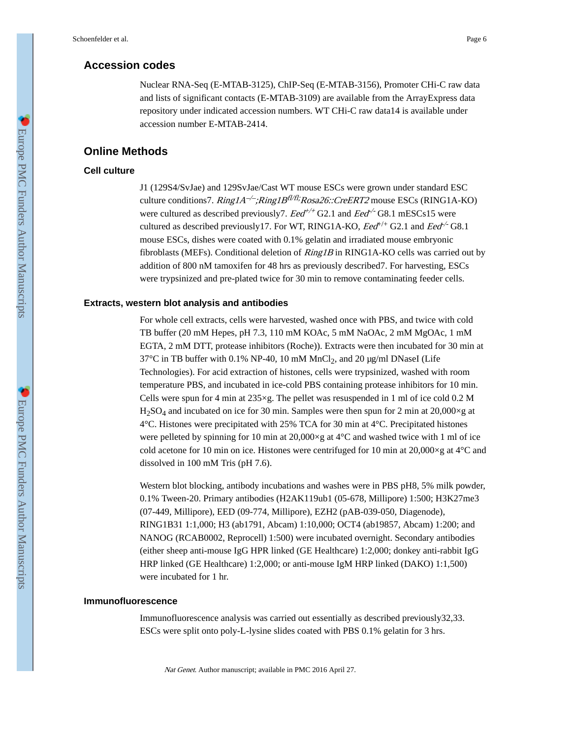## Accession codes

Nuclear RNA-Seq (E-MTAB-3125), ChIP-Seq (E-MTAB-3156), Promoter CHi-C raw data and lists of significant contacts (E-MTAB-3109) are available from the ArrayExpress data repository under indicated accession numbers. WT CHi-C raw data14 is available under accession number E-MTAB-2414.

## Online Methods

### Cell culture

J1 (129S4/SvJae) and 129SvJae/Cast WT mouse ESCs were grown under standard ESC culture conditions7. *Ring1A$^{-/-}$;Ring1B$^{fl/fl}$;Rosa26::CreERT2* mouse ESCs (RING1A-KO) were cultured as described previously7. *Eed$^{+/+}$* G2.1 and *Eed$^{-/-}$* G8.1 mESCs15 were cultured as described previously17. For WT, RING1A-KO, *Eed$^{+/+}$* G2.1 and *Eed$^{-/-}$* G8.1 mouse ESCs, dishes were coated with 0.1% gelatin and irradiated mouse embryonic fibroblasts (MEFs). Conditional deletion of *Ring1B* in RING1A-KO cells was carried out by addition of 800 nM tamoxifen for 48 hrs as previously described7. For harvesting, ESCs were trypsinized and pre-plated twice for 30 min to remove contaminating feeder cells.

### Extracts, western blot analysis and antibodies

For whole cell extracts, cells were harvested, washed once with PBS, and twice with cold TB buffer (20 mM Hepes, pH 7.3, 110 mM KOAc, 5 mM NaOAc, 2 mM MgOAc, 1 mM EGTA, 2 mM DTT, protease inhibitors (Roche)). Extracts were then incubated for 30 min at 37°C in TB buffer with 0.1% NP-40, 10 mM $MnCl_2$, and 20 µg/ml DNaseI (Life Technologies). For acid extraction of histones, cells were trypsinized, washed with room temperature PBS, and incubated in ice-cold PBS containing protease inhibitors for 10 min. Cells were spun for 4 min at 235×g. The pellet was resuspended in 1 ml of ice cold 0.2 M $H_2SO_4$ and incubated on ice for 30 min. Samples were then spun for 2 min at 20,000×g at 4°C. Histones were precipitated with 25% TCA for 30 min at 4°C. Precipitated histones were pelleted by spinning for 10 min at 20,000×g at 4°C and washed twice with 1 ml of ice cold acetone for 10 min on ice. Histones were centrifuged for 10 min at 20,000×g at 4°C and dissolved in 100 mM Tris (pH 7.6).

Western blot blocking, antibody incubations and washes were in PBS pH8, 5% milk powder, 0.1% Tween-20. Primary antibodies (H2AK119ub1 (05-678, Millipore) 1:500; H3K27me3 (07-449, Millipore), EED (09-774, Millipore), EZH2 (pAB-039-050, Diagenode), RING1B31 1:1,000; H3 (ab1791, Abcam) 1:10,000; OCT4 (ab19857, Abcam) 1:200; and NANOG (RCAB0002, Reprocell) 1:500) were incubated overnight. Secondary antibodies (either sheep anti-mouse IgG HPR linked (GE Healthcare) 1:2,000; donkey anti-rabbit IgG HRP linked (GE Healthcare) 1:2,000; or anti-mouse IgM HRP linked (DAKO) 1:1,500) were incubated for 1 hr.

### Immunofluorescence

Immunofluorescence analysis was carried out essentially as described previously32,33. ESCs were split onto poly-L-lysine slides coated with PBS 0.1% gelatin for 3 hrs.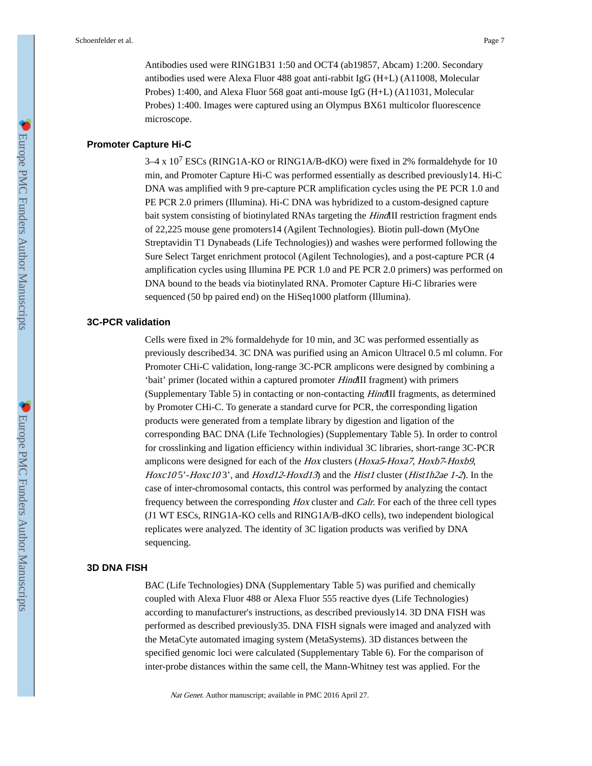Antibodies used were RING1B31 1:50 and OCT4 (ab19857, Abcam) 1:200. Secondary antibodies used were Alexa Fluor 488 goat anti-rabbit IgG (H+L) (A11008, Molecular Probes) 1:400, and Alexa Fluor 568 goat anti-mouse IgG (H+L) (A11031, Molecular Probes) 1:400. Images were captured using an Olympus BX61 multicolor fluorescence microscope.

## Promoter Capture Hi-C

3–4 x $10^7$ ESCs (RING1A-KO or RING1A/B-dKO) were fixed in 2% formaldehyde for 10 min, and Promoter Capture Hi-C was performed essentially as described previously14. Hi-C DNA was amplified with 9 pre-capture PCR amplification cycles using the PE PCR 1.0 and PE PCR 2.0 primers (Illumina). Hi-C DNA was hybridized to a custom-designed capture bait system consisting of biotinylated RNAs targeting the *Hind*III restriction fragment ends of 22,225 mouse gene promoters14 (Agilent Technologies). Biotin pull-down (MyOne Streptavidin T1 Dynabeads (Life Technologies)) and washes were performed following the Sure Select Target enrichment protocol (Agilent Technologies), and a post-capture PCR (4 amplification cycles using Illumina PE PCR 1.0 and PE PCR 2.0 primers) was performed on DNA bound to the beads via biotinylated RNA. Promoter Capture Hi-C libraries were sequenced (50 bp paired end) on the HiSeq1000 platform (Illumina).

## 3C-PCR validation

Cells were fixed in 2% formaldehyde for 10 min, and 3C was performed essentially as previously described34. 3C DNA was purified using an Amicon Ultracel 0.5 ml column. For Promoter CHi-C validation, long-range 3C-PCR amplicons were designed by combining a 'bait' primer (located within a captured promoter *Hind*III fragment) with primers (Supplementary Table 5) in contacting or non-contacting *Hind*III fragments, as determined by Promoter CHi-C. To generate a standard curve for PCR, the corresponding ligation products were generated from a template library by digestion and ligation of the corresponding BAC DNA (Life Technologies) (Supplementary Table 5). In order to control for crosslinking and ligation efficiency within individual 3C libraries, short-range 3C-PCR amplicons were designed for each of the *Hox* clusters (*Hoxa5*-*Hoxa7*, *Hoxb7*-*Hoxb9*, *Hoxc10* 5'-*Hoxc10* 3', and *Hoxd12*-*Hoxd13*) and the *Hist1* cluster (*Hist1h2ae 1-2*). In the case of inter-chromosomal contacts, this control was performed by analyzing the contact frequency between the corresponding *Hox* cluster and *Calr*. For each of the three cell types (J1 WT ESCs, RING1A-KO cells and RING1A/B-dKO cells), two independent biological replicates were analyzed. The identity of 3C ligation products was verified by DNA sequencing.

## 3D DNA FISH

BAC (Life Technologies) DNA (Supplementary Table 5) was purified and chemically coupled with Alexa Fluor 488 or Alexa Fluor 555 reactive dyes (Life Technologies) according to manufacturer's instructions, as described previously14. 3D DNA FISH was performed as described previously35. DNA FISH signals were imaged and analyzed with the MetaCyte automated imaging system (MetaSystems). 3D distances between the specified genomic loci were calculated (Supplementary Table 6). For the comparison of inter-probe distances within the same cell, the Mann-Whitney test was applied. For the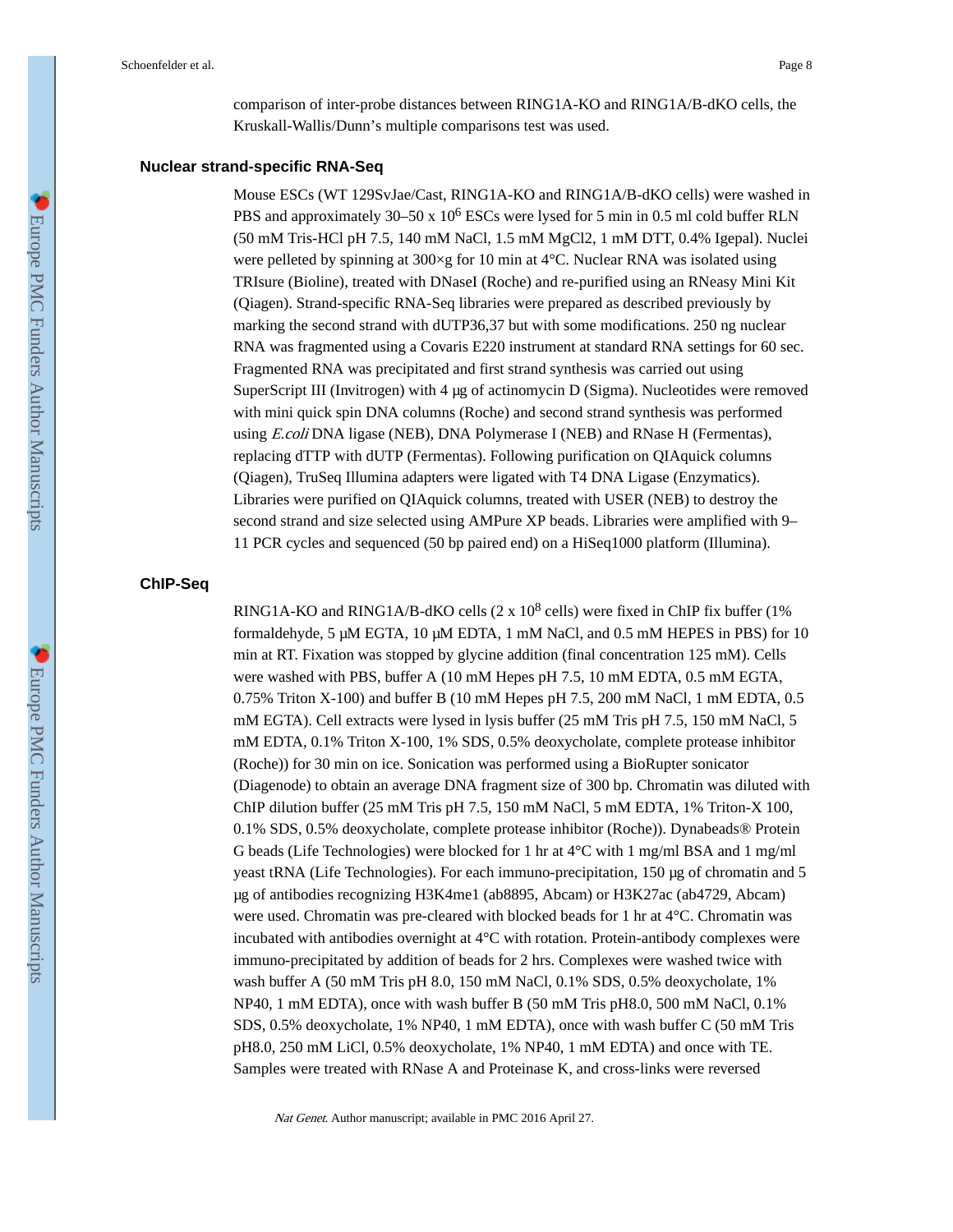comparison of inter-probe distances between RING1A-KO and RING1A/B-dKO cells, the Kruskall-Wallis/Dunn's multiple comparisons test was used.

### Nuclear strand-specific RNA-Seq

Mouse ESCs (WT 129SvJae/Cast, RING1A-KO and RING1A/B-dKO cells) were washed in PBS and approximately 30–50 x $10^6$ ESCs were lysed for 5 min in 0.5 ml cold buffer RLN (50 mM Tris-HCl pH 7.5, 140 mM NaCl, 1.5 mM $MgCl_2$, 1 mM DTT, 0.4% Igepal). Nuclei were pelleted by spinning at 300×g for 10 min at 4°C. Nuclear RNA was isolated using TRIsure (Bioline), treated with DNaseI (Roche) and re-purified using an RNeasy Mini Kit (Qiagen). Strand-specific RNA-Seq libraries were prepared as described previously by marking the second strand with dUTP[36,37] but with some modifications. 250 ng nuclear RNA was fragmented using a Covaris E220 instrument at standard RNA settings for 60 sec. Fragmented RNA was precipitated and first strand synthesis was carried out using SuperScript III (Invitrogen) with 4 μg of actinomycin D (Sigma). Nucleotides were removed with mini quick spin DNA columns (Roche) and second strand synthesis was performed using *E.coli* DNA ligase (NEB), DNA Polymerase I (NEB) and RNase H (Fermentas), replacing dTTP with dUTP (Fermentas). Following purification on QIAquick columns (Qiagen), TruSeq Illumina adapters were ligated with T4 DNA Ligase (Enzymatics). Libraries were purified on QIAquick columns, treated with USER (NEB) to destroy the second strand and size selected using AMPure XP beads. Libraries were amplified with 9–11 PCR cycles and sequenced (50 bp paired end) on a HiSeq1000 platform (Illumina).

### ChIP-Seq

RING1A-KO and RING1A/B-dKO cells (2 x $10^8$ cells) were fixed in ChIP fix buffer (1% formaldehyde, 5 μM EGTA, 10 μM EDTA, 1 mM NaCl, and 0.5 mM HEPES in PBS) for 10 min at RT. Fixation was stopped by glycine addition (final concentration 125 mM). Cells were washed with PBS, buffer A (10 mM Hepes pH 7.5, 10 mM EDTA, 0.5 mM EGTA, 0.75% Triton X-100) and buffer B (10 mM Hepes pH 7.5, 200 mM NaCl, 1 mM EDTA, 0.5 mM EGTA). Cell extracts were lysed in lysis buffer (25 mM Tris pH 7.5, 150 mM NaCl, 5 mM EDTA, 0.1% Triton X-100, 1% SDS, 0.5% deoxycholate, complete protease inhibitor (Roche)) for 30 min on ice. Sonication was performed using a BioRupter sonicator (Diagenode) to obtain an average DNA fragment size of 300 bp. Chromatin was diluted with ChIP dilution buffer (25 mM Tris pH 7.5, 150 mM NaCl, 5 mM EDTA, 1% Triton-X 100, 0.1% SDS, 0.5% deoxycholate, complete protease inhibitor (Roche)). Dynabeads® Protein G beads (Life Technologies) were blocked for 1 hr at 4°C with 1 mg/ml BSA and 1 mg/ml yeast tRNA (Life Technologies). For each immuno-precipitation, 150 μg of chromatin and 5 μg of antibodies recognizing H3K4me1 (ab8895, Abcam) or H3K27ac (ab4729, Abcam) were used. Chromatin was pre-cleared with blocked beads for 1 hr at 4°C. Chromatin was incubated with antibodies overnight at 4°C with rotation. Protein-antibody complexes were immuno-precipitated by addition of beads for 2 hrs. Complexes were washed twice with wash buffer A (50 mM Tris pH 8.0, 150 mM NaCl, 0.1% SDS, 0.5% deoxycholate, 1% NP40, 1 mM EDTA), once with wash buffer B (50 mM Tris pH8.0, 500 mM NaCl, 0.1% SDS, 0.5% deoxycholate, 1% NP40, 1 mM EDTA), once with wash buffer C (50 mM Tris pH8.0, 250 mM LiCl, 0.5% deoxycholate, 1% NP40, 1 mM EDTA) and once with TE. Samples were treated with RNase A and Proteinase K, and cross-links were reversed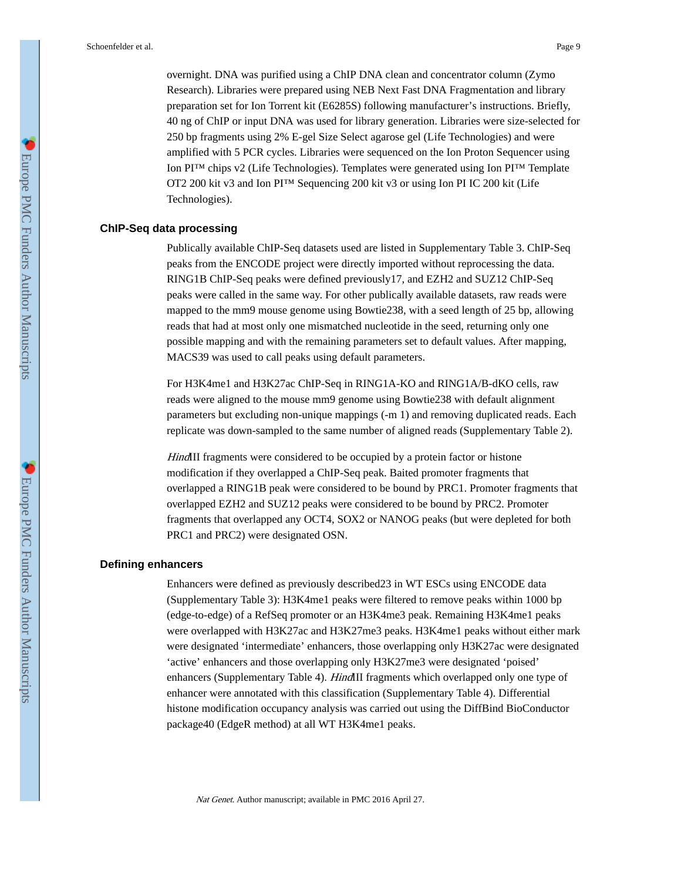overnight. DNA was purified using a ChIP DNA clean and concentrator column (Zymo Research). Libraries were prepared using NEB Next Fast DNA Fragmentation and library preparation set for Ion Torrent kit (E6285S) following manufacturer's instructions. Briefly, 40 ng of ChIP or input DNA was used for library generation. Libraries were size-selected for 250 bp fragments using 2% E-gel Size Select agarose gel (Life Technologies) and were amplified with 5 PCR cycles. Libraries were sequenced on the Ion Proton Sequencer using Ion PI™ chips v2 (Life Technologies). Templates were generated using Ion PI™ Template OT2 200 kit v3 and Ion PI™ Sequencing 200 kit v3 or using Ion PI IC 200 kit (Life Technologies).

### ChIP-Seq data processing

Publically available ChIP-Seq datasets used are listed in Supplementary Table 3. ChIP-Seq peaks from the ENCODE project were directly imported without reprocessing the data. RING1B ChIP-Seq peaks were defined previously[17], and EZH2 and SUZ12 ChIP-Seq peaks were called in the same way. For other publically available datasets, raw reads were mapped to the mm9 mouse genome using Bowtie2[38], with a seed length of 25 bp, allowing reads that had at most only one mismatched nucleotide in the seed, returning only one possible mapping and with the remaining parameters set to default values. After mapping, MACS[39] was used to call peaks using default parameters.

For H3K4me1 and H3K27ac ChIP-Seq in RING1A-KO and RING1A/B-dKO cells, raw reads were aligned to the mouse mm9 genome using Bowtie2[38] with default alignment parameters but excluding non-unique mappings (-m 1) and removing duplicated reads. Each replicate was down-sampled to the same number of aligned reads (Supplementary Table 2).

*Hind*III fragments were considered to be occupied by a protein factor or histone modification if they overlapped a ChIP-Seq peak. Baited promoter fragments that overlapped a RING1B peak were considered to be bound by PRC1. Promoter fragments that overlapped EZH2 and SUZ12 peaks were considered to be bound by PRC2. Promoter fragments that overlapped any OCT4, SOX2 or NANOG peaks (but were depleted for both PRC1 and PRC2) were designated OSN.

### Defining enhancers

Enhancers were defined as previously described[23] in WT ESCs using ENCODE data (Supplementary Table 3): H3K4me1 peaks were filtered to remove peaks within 1000 bp (edge-to-edge) of a RefSeq promoter or an H3K4me3 peak. Remaining H3K4me1 peaks were overlapped with H3K27ac and H3K27me3 peaks. H3K4me1 peaks without either mark were designated 'intermediate' enhancers, those overlapping only H3K27ac were designated 'active' enhancers and those overlapping only H3K27me3 were designated 'poised' enhancers (Supplementary Table 4). *Hind*III fragments which overlapped only one type of enhancer were annotated with this classification (Supplementary Table 4). Differential histone modification occupancy analysis was carried out using the DiffBind BioConductor package[40] (EdgeR method) at all WT H3K4me1 peaks.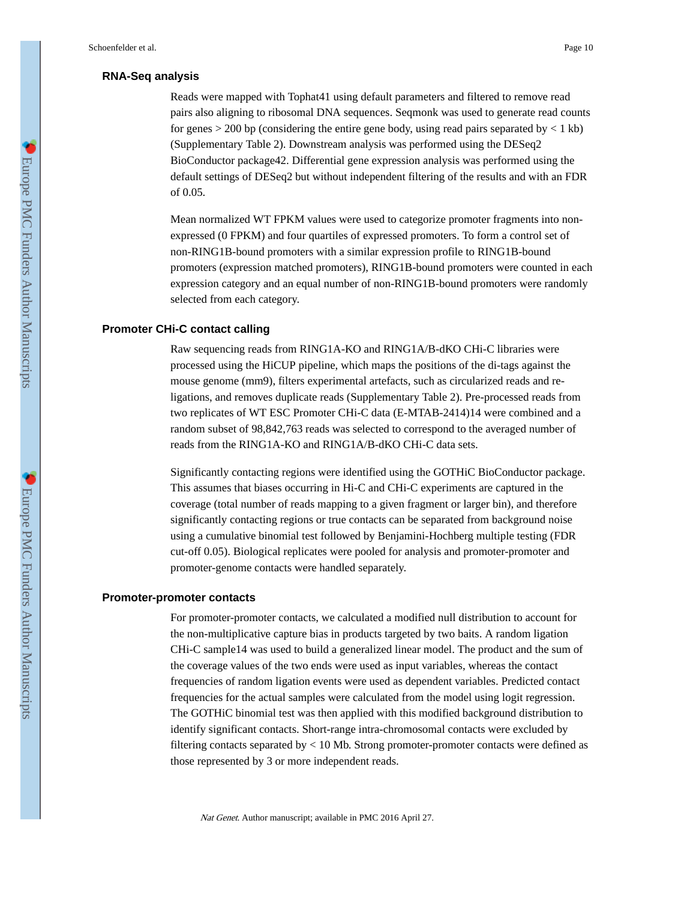### RNA-Seq analysis

Reads were mapped with Tophat41 using default parameters and filtered to remove read pairs also aligning to ribosomal DNA sequences. Seqmonk was used to generate read counts for genes > 200 bp (considering the entire gene body, using read pairs separated by < 1 kb) (Supplementary Table 2). Downstream analysis was performed using the DESeq2 BioConductor package42. Differential gene expression analysis was performed using the default settings of DESeq2 but without independent filtering of the results and with an FDR of 0.05.

Mean normalized WT FPKM values were used to categorize promoter fragments into non-expressed (0 FPKM) and four quartiles of expressed promoters. To form a control set of non-RING1B-bound promoters with a similar expression profile to RING1B-bound promoters (expression matched promoters), RING1B-bound promoters were counted in each expression category and an equal number of non-RING1B-bound promoters were randomly selected from each category.

### Promoter CHi-C contact calling

Raw sequencing reads from RING1A-KO and RING1A/B-dKO CHi-C libraries were processed using the HiCUP pipeline, which maps the positions of the di-tags against the mouse genome (mm9), filters experimental artefacts, such as circularized reads and re-ligations, and removes duplicate reads (Supplementary Table 2). Pre-processed reads from two replicates of WT ESC Promoter CHi-C data (E-MTAB-2414)14 were combined and a random subset of 98,842,763 reads was selected to correspond to the averaged number of reads from the RING1A-KO and RING1A/B-dKO CHi-C data sets.

Significantly contacting regions were identified using the GOTHiC BioConductor package. This assumes that biases occurring in Hi-C and CHi-C experiments are captured in the coverage (total number of reads mapping to a given fragment or larger bin), and therefore significantly contacting regions or true contacts can be separated from background noise using a cumulative binomial test followed by Benjamini-Hochberg multiple testing (FDR cut-off 0.05). Biological replicates were pooled for analysis and promoter-promoter and promoter-genome contacts were handled separately.

### Promoter-promoter contacts

For promoter-promoter contacts, we calculated a modified null distribution to account for the non-multiplicative capture bias in products targeted by two baits. A random ligation CHi-C sample14 was used to build a generalized linear model. The product and the sum of the coverage values of the two ends were used as input variables, whereas the contact frequencies of random ligation events were used as dependent variables. Predicted contact frequencies for the actual samples were calculated from the model using logit regression. The GOTHiC binomial test was then applied with this modified background distribution to identify significant contacts. Short-range intra-chromosomal contacts were excluded by filtering contacts separated by < 10 Mb. Strong promoter-promoter contacts were defined as those represented by 3 or more independent reads.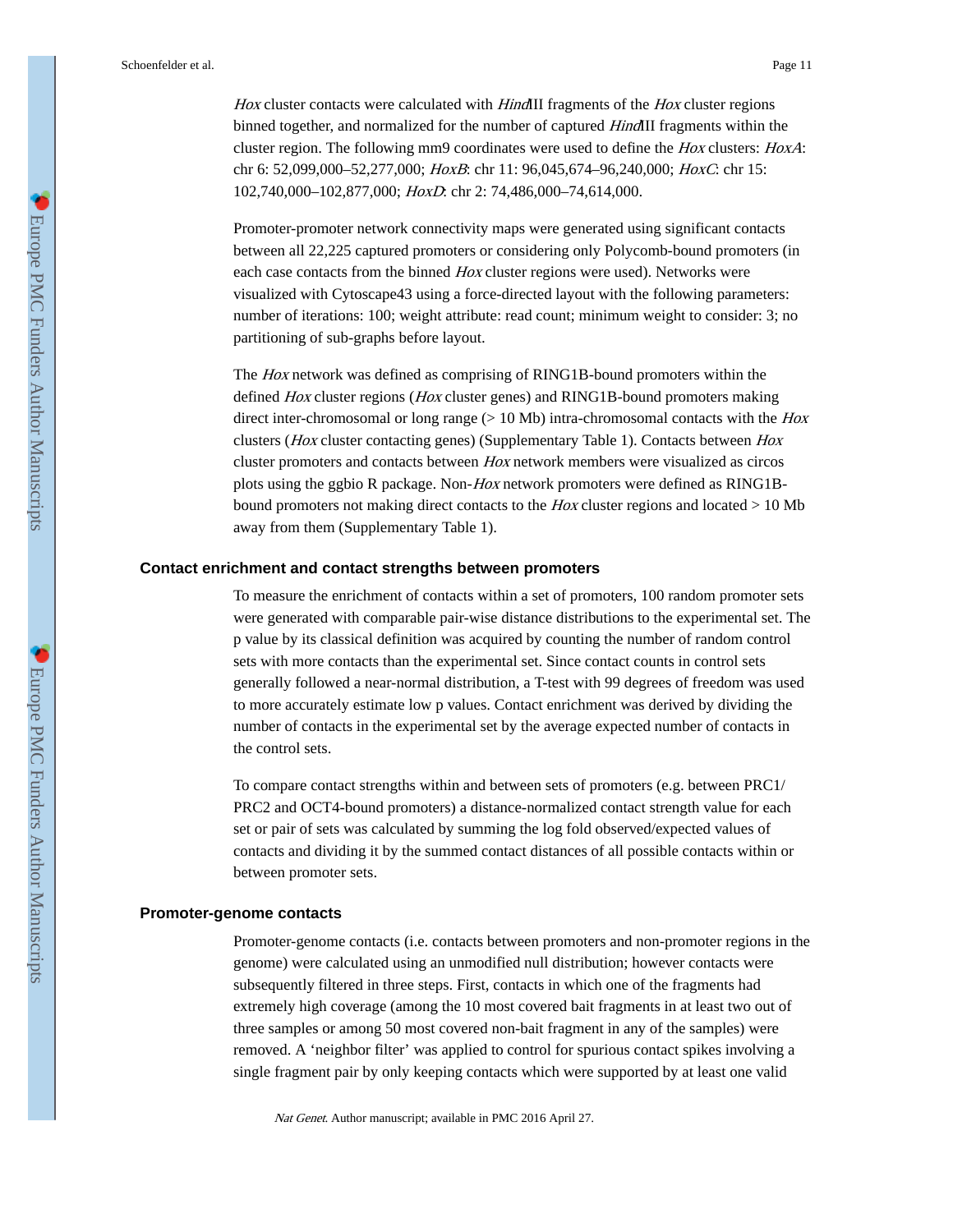*Hox* cluster contacts were calculated with *Hind*III fragments of the *Hox* cluster regions binned together, and normalized for the number of captured *Hind*III fragments within the cluster region. The following mm9 coordinates were used to define the *Hox* clusters: *HoxA*: chr 6: 52,099,000–52,277,000; *HoxB*: chr 11: 96,045,674–96,240,000; *HoxC*: chr 15: 102,740,000–102,877,000; *HoxD*: chr 2: 74,486,000–74,614,000.

Promoter-promoter network connectivity maps were generated using significant contacts between all 22,225 captured promoters or considering only Polycomb-bound promoters (in each case contacts from the binned *Hox* cluster regions were used). Networks were visualized with Cytoscape43 using a force-directed layout with the following parameters: number of iterations: 100; weight attribute: read count; minimum weight to consider: 3; no partitioning of sub-graphs before layout.

The *Hox* network was defined as comprising of RING1B-bound promoters within the defined *Hox* cluster regions (*Hox* cluster genes) and RING1B-bound promoters making direct inter-chromosomal or long range (> 10 Mb) intra-chromosomal contacts with the *Hox* clusters (*Hox* cluster contacting genes) (Supplementary Table 1). Contacts between *Hox* cluster promoters and contacts between *Hox* network members were visualized as circos plots using the ggbio R package. Non-*Hox* network promoters were defined as RING1B-bound promoters not making direct contacts to the *Hox* cluster regions and located > 10 Mb away from them (Supplementary Table 1).

## Contact enrichment and contact strengths between promoters

To measure the enrichment of contacts within a set of promoters, 100 random promoter sets were generated with comparable pair-wise distance distributions to the experimental set. The p value by its classical definition was acquired by counting the number of random control sets with more contacts than the experimental set. Since contact counts in control sets generally followed a near-normal distribution, a T-test with 99 degrees of freedom was used to more accurately estimate low p values. Contact enrichment was derived by dividing the number of contacts in the experimental set by the average expected number of contacts in the control sets.

To compare contact strengths within and between sets of promoters (e.g. between PRC1/PRC2 and OCT4-bound promoters) a distance-normalized contact strength value for each set or pair of sets was calculated by summing the log fold observed/expected values of contacts and dividing it by the summed contact distances of all possible contacts within or between promoter sets.

## Promoter-genome contacts

Promoter-genome contacts (i.e. contacts between promoters and non-promoter regions in the genome) were calculated using an unmodified null distribution; however contacts were subsequently filtered in three steps. First, contacts in which one of the fragments had extremely high coverage (among the 10 most covered bait fragments in at least two out of three samples or among 50 most covered non-bait fragment in any of the samples) were removed. A 'neighbor filter' was applied to control for spurious contact spikes involving a single fragment pair by only keeping contacts which were supported by at least one valid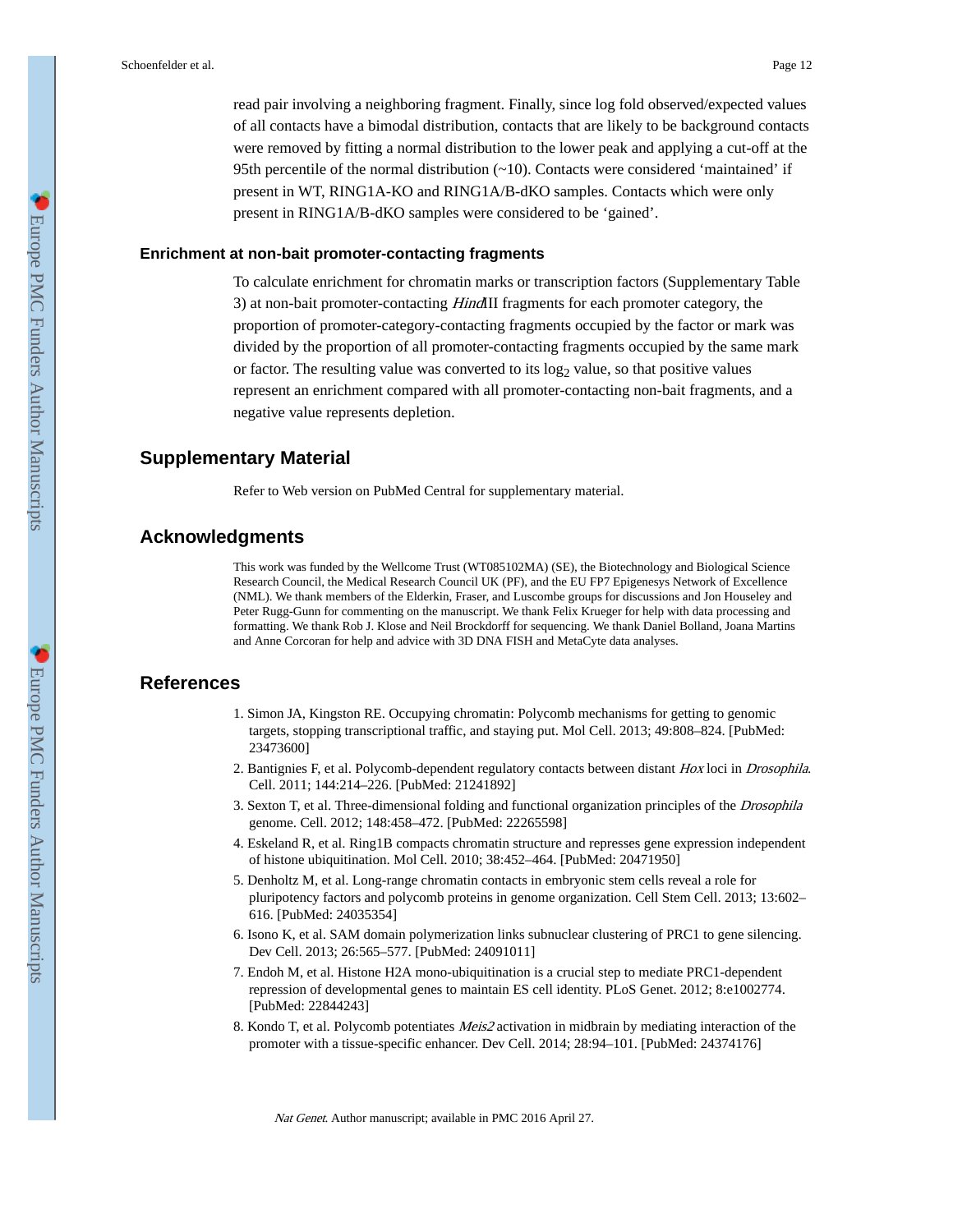read pair involving a neighboring fragment. Finally, since log fold observed/expected values of all contacts have a bimodal distribution, contacts that are likely to be background contacts were removed by fitting a normal distribution to the lower peak and applying a cut-off at the 95th percentile of the normal distribution (~10). Contacts were considered 'maintained' if present in WT, RING1A-KO and RING1A/B-dKO samples. Contacts which were only present in RING1A/B-dKO samples were considered to be 'gained'.

### Enrichment at non-bait promoter-contacting fragments

To calculate enrichment for chromatin marks or transcription factors (Supplementary Table 3) at non-bait promoter-contacting *Hind*III fragments for each promoter category, the proportion of promoter-category-contacting fragments occupied by the factor or mark was divided by the proportion of all promoter-contacting fragments occupied by the same mark or factor. The resulting value was converted to its $\log_2$ value, so that positive values represent an enrichment compared with all promoter-contacting non-bait fragments, and a negative value represents depletion.

## Supplementary Material

Refer to Web version on PubMed Central for supplementary material.

## Acknowledgments

This work was funded by the Wellcome Trust (WT085102MA) (SE), the Biotechnology and Biological Science Research Council, the Medical Research Council UK (PF), and the EU FP7 Epigenesys Network of Excellence (NML). We thank members of the Elderkin, Fraser, and Luscombe groups for discussions and Jon Houseley and Peter Rugg-Gunn for commenting on the manuscript. We thank Felix Krueger for help with data processing and formatting. We thank Rob J. Klose and Neil Brockdorff for sequencing. We thank Daniel Bolland, Joana Martins and Anne Corcoran for help and advice with 3D DNA FISH and MetaCyte data analyses.

## References

1. Simon JA, Kingston RE. Occupying chromatin: Polycomb mechanisms for getting to genomic targets, stopping transcriptional traffic, and staying put. Mol Cell. 2013; 49:808–824. [PubMed: 23473600]
2. Bantignies F, et al. Polycomb-dependent regulatory contacts between distant *Hox* loci in *Drosophila*. Cell. 2011; 144:214–226. [PubMed: 21241892]
3. Sexton T, et al. Three-dimensional folding and functional organization principles of the *Drosophila* genome. Cell. 2012; 148:458–472. [PubMed: 22265598]
4. Eskeland R, et al. Ring1B compacts chromatin structure and represses gene expression independent of histone ubiquitination. Mol Cell. 2010; 38:452–464. [PubMed: 20471950]
5. Denholtz M, et al. Long-range chromatin contacts in embryonic stem cells reveal a role for pluripotency factors and polycomb proteins in genome organization. Cell Stem Cell. 2013; 13:602–616. [PubMed: 24035354]
6. Isono K, et al. SAM domain polymerization links subnuclear clustering of PRC1 to gene silencing. Dev Cell. 2013; 26:565–577. [PubMed: 24091011]
7. Endoh M, et al. Histone H2A mono-ubiquitination is a crucial step to mediate PRC1-dependent repression of developmental genes to maintain ES cell identity. PLoS Genet. 2012; 8:e1002774. [PubMed: 22844243]
8. Kondo T, et al. Polycomb potentiates *Meis2* activation in midbrain by mediating interaction of the promoter with a tissue-specific enhancer. Dev Cell. 2014; 28:94–101. [PubMed: 24374176]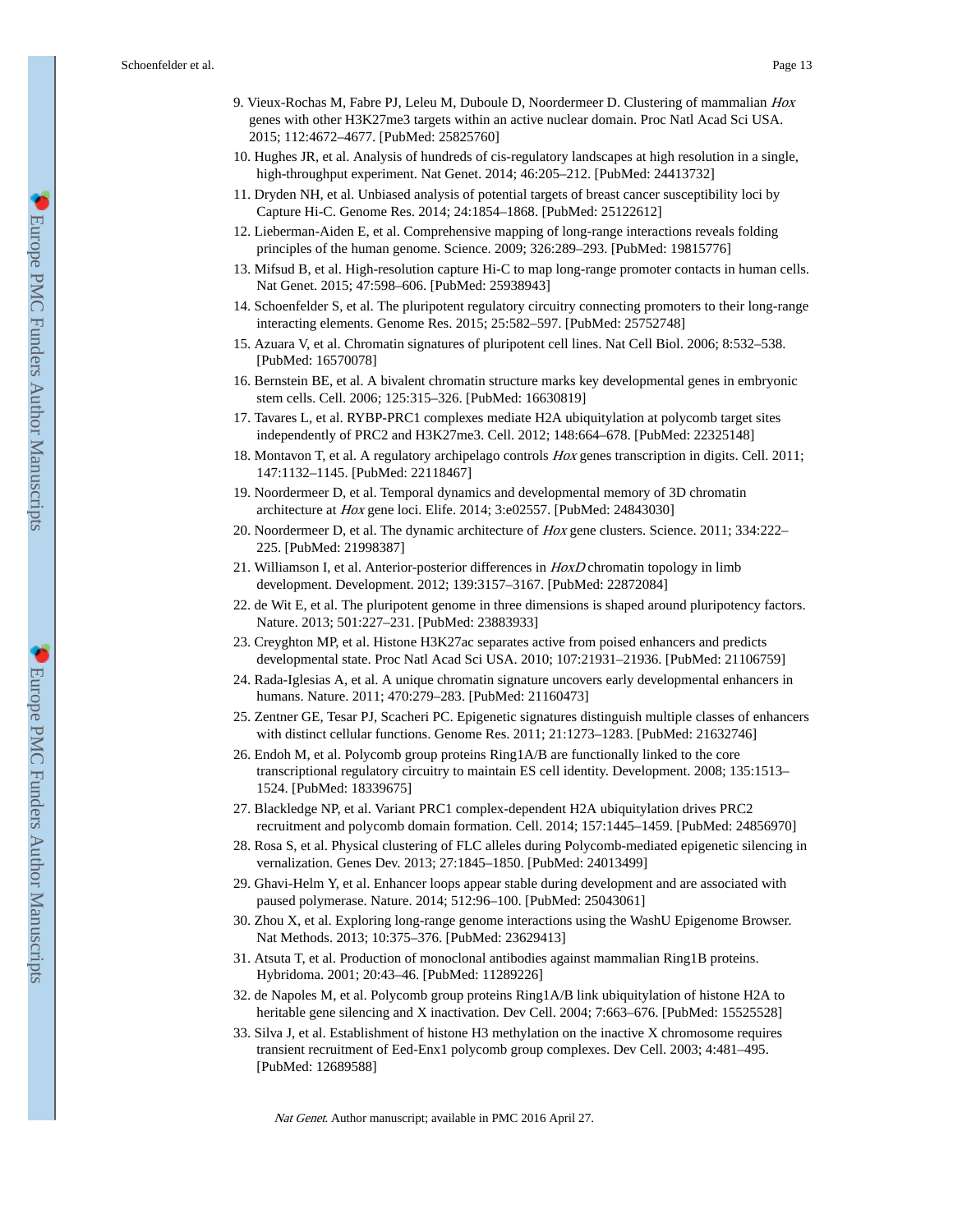9. Vieux-Rochas M, Fabre PJ, Leleu M, Duboule D, Noordermeer D. Clustering of mammalian *Hox* genes with other H3K27me3 targets within an active nuclear domain. Proc Natl Acad Sci USA. 2015; 112:4672–4677. [PubMed: 25825760]
10. Hughes JR, et al. Analysis of hundreds of cis-regulatory landscapes at high resolution in a single, high-throughput experiment. Nat Genet. 2014; 46:205–212. [PubMed: 24413732]
11. Dryden NH, et al. Unbiased analysis of potential targets of breast cancer susceptibility loci by Capture Hi-C. Genome Res. 2014; 24:1854–1868. [PubMed: 25122612]
12. Lieberman-Aiden E, et al. Comprehensive mapping of long-range interactions reveals folding principles of the human genome. Science. 2009; 326:289–293. [PubMed: 19815776]
13. Mifsud B, et al. High-resolution capture Hi-C to map long-range promoter contacts in human cells. Nat Genet. 2015; 47:598–606. [PubMed: 25938943]
14. Schoenfelder S, et al. The pluripotent regulatory circuitry connecting promoters to their long-range interacting elements. Genome Res. 2015; 25:582–597. [PubMed: 25752748]
15. Azuara V, et al. Chromatin signatures of pluripotent cell lines. Nat Cell Biol. 2006; 8:532–538. [PubMed: 16570078]
16. Bernstein BE, et al. A bivalent chromatin structure marks key developmental genes in embryonic stem cells. Cell. 2006; 125:315–326. [PubMed: 16630819]
17. Tavares L, et al. RYBP-PRC1 complexes mediate H2A ubiquitylation at polycomb target sites independently of PRC2 and H3K27me3. Cell. 2012; 148:664–678. [PubMed: 22325148]
18. Montavon T, et al. A regulatory archipelago controls *Hox* genes transcription in digits. Cell. 2011; 147:1132–1145. [PubMed: 22118467]
19. Noordermeer D, et al. Temporal dynamics and developmental memory of 3D chromatin architecture at *Hox* gene loci. Elife. 2014; 3:e02557. [PubMed: 24843030]
20. Noordermeer D, et al. The dynamic architecture of *Hox* gene clusters. Science. 2011; 334:222–225. [PubMed: 21998387]
21. Williamson I, et al. Anterior-posterior differences in *HoxD* chromatin topology in limb development. Development. 2012; 139:3157–3167. [PubMed: 22872084]
22. de Wit E, et al. The pluripotent genome in three dimensions is shaped around pluripotency factors. Nature. 2013; 501:227–231. [PubMed: 23883933]
23. Creyghton MP, et al. Histone H3K27ac separates active from poised enhancers and predicts developmental state. Proc Natl Acad Sci USA. 2010; 107:21931–21936. [PubMed: 21106759]
24. Rada-Iglesias A, et al. A unique chromatin signature uncovers early developmental enhancers in humans. Nature. 2011; 470:279–283. [PubMed: 21160473]
25. Zentner GE, Tesar PJ, Scacheri PC. Epigenetic signatures distinguish multiple classes of enhancers with distinct cellular functions. Genome Res. 2011; 21:1273–1283. [PubMed: 21632746]
26. Endoh M, et al. Polycomb group proteins Ring1A/B are functionally linked to the core transcriptional regulatory circuitry to maintain ES cell identity. Development. 2008; 135:1513–1524. [PubMed: 18339675]
27. Blackledge NP, et al. Variant PRC1 complex-dependent H2A ubiquitylation drives PRC2 recruitment and polycomb domain formation. Cell. 2014; 157:1445–1459. [PubMed: 24856970]
28. Rosa S, et al. Physical clustering of FLC alleles during Polycomb-mediated epigenetic silencing in vernalization. Genes Dev. 2013; 27:1845–1850. [PubMed: 24013499]
29. Ghavi-Helm Y, et al. Enhancer loops appear stable during development and are associated with paused polymerase. Nature. 2014; 512:96–100. [PubMed: 25043061]
30. Zhou X, et al. Exploring long-range genome interactions using the WashU Epigenome Browser. Nat Methods. 2013; 10:375–376. [PubMed: 23629413]
31. Atsuta T, et al. Production of monoclonal antibodies against mammalian Ring1B proteins. Hybridoma. 2001; 20:43–46. [PubMed: 11289226]
32. de Napoles M, et al. Polycomb group proteins Ring1A/B link ubiquitylation of histone H2A to heritable gene silencing and X inactivation. Dev Cell. 2004; 7:663–676. [PubMed: 15525528]
33. Silva J, et al. Establishment of histone H3 methylation on the inactive X chromosome requires transient recruitment of Eed-Enx1 polycomb group complexes. Dev Cell. 2003; 4:481–495. [PubMed: 12689588]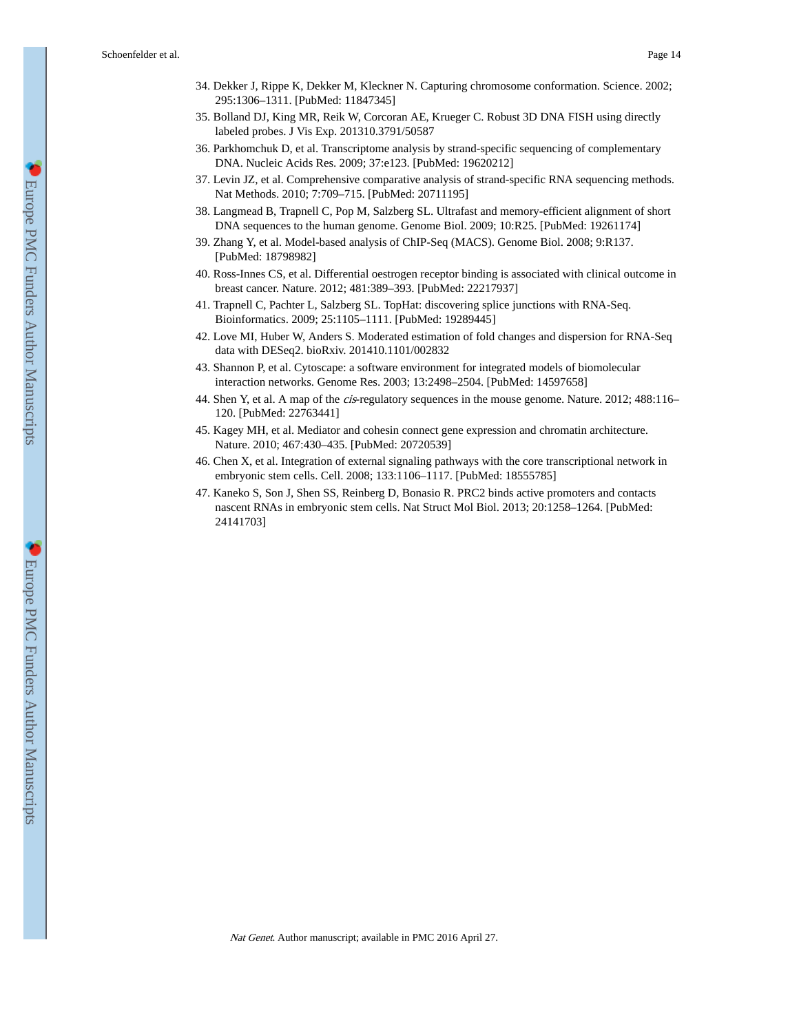34. Dekker J, Rippe K, Dekker M, Kleckner N. Capturing chromosome conformation. Science. 2002; 295:1306–1311. [PubMed: 11847345]
35. Bolland DJ, King MR, Reik W, Corcoran AE, Krueger C. Robust 3D DNA FISH using directly labeled probes. J Vis Exp. 201310.3791/50587
36. Parkhomchuk D, et al. Transcriptome analysis by strand-specific sequencing of complementary DNA. Nucleic Acids Res. 2009; 37:e123. [PubMed: 19620212]
37. Levin JZ, et al. Comprehensive comparative analysis of strand-specific RNA sequencing methods. Nat Methods. 2010; 7:709–715. [PubMed: 20711195]
38. Langmead B, Trapnell C, Pop M, Salzberg SL. Ultrafast and memory-efficient alignment of short DNA sequences to the human genome. Genome Biol. 2009; 10:R25. [PubMed: 19261174]
39. Zhang Y, et al. Model-based analysis of ChIP-Seq (MACS). Genome Biol. 2008; 9:R137. [PubMed: 18798982]
40. Ross-Innes CS, et al. Differential oestrogen receptor binding is associated with clinical outcome in breast cancer. Nature. 2012; 481:389–393. [PubMed: 22217937]
41. Trapnell C, Pachter L, Salzberg SL. TopHat: discovering splice junctions with RNA-Seq. Bioinformatics. 2009; 25:1105–1111. [PubMed: 19289445]
42. Love MI, Huber W, Anders S. Moderated estimation of fold changes and dispersion for RNA-Seq data with DESeq2. bioRxiv. 201410.1101/002832
43. Shannon P, et al. Cytoscape: a software environment for integrated models of biomolecular interaction networks. Genome Res. 2003; 13:2498–2504. [PubMed: 14597658]
44. Shen Y, et al. A map of the *cis*-regulatory sequences in the mouse genome. Nature. 2012; 488:116–120. [PubMed: 22763441]
45. Kagey MH, et al. Mediator and cohesin connect gene expression and chromatin architecture. Nature. 2010; 467:430–435. [PubMed: 20720539]
46. Chen X, et al. Integration of external signaling pathways with the core transcriptional network in embryonic stem cells. Cell. 2008; 133:1106–1117. [PubMed: 18555785]
47. Kaneko S, Son J, Shen SS, Reinberg D, Bonasio R. PRC2 binds active promoters and contacts nascent RNAs in embryonic stem cells. Nat Struct Mol Biol. 2013; 20:1258–1264. [PubMed: 24141703]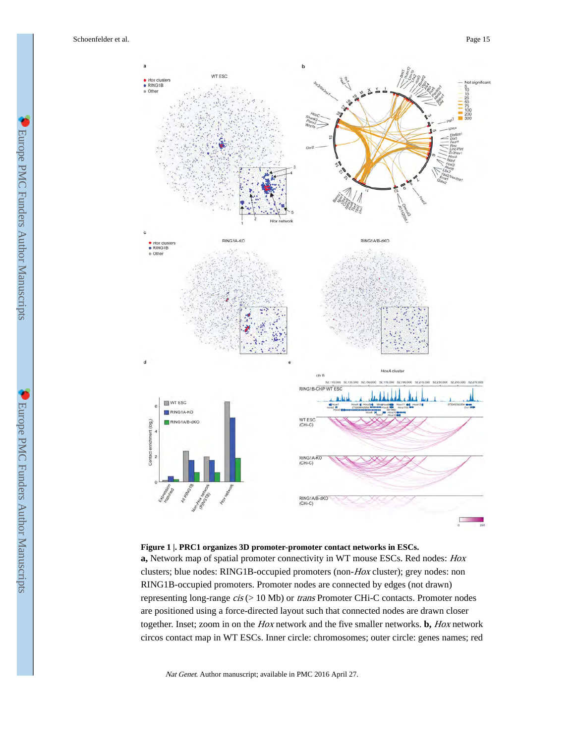**Figure 1 |. PRC1 organizes 3D promoter-promoter contact networks in ESCs.**

**a,** Network map of spatial promoter connectivity in WT mouse ESCs. Red nodes: *Hox* clusters; blue nodes: RING1B-occupied promoters (non-*Hox* cluster); grey nodes: non RING1B-occupied promoters. Promoter nodes are connected by edges (not drawn) representing long-range *cis* (> 10 Mb) or *trans* Promoter CHi-C contacts. Promoter nodes are positioned using a force-directed layout such that connected nodes are drawn closer together. Inset; zoom in on the *Hox* network and the five smaller networks. **b,** *Hox* network circos contact map in WT ESCs. Inner circle: chromosomes; outer circle: genes names; red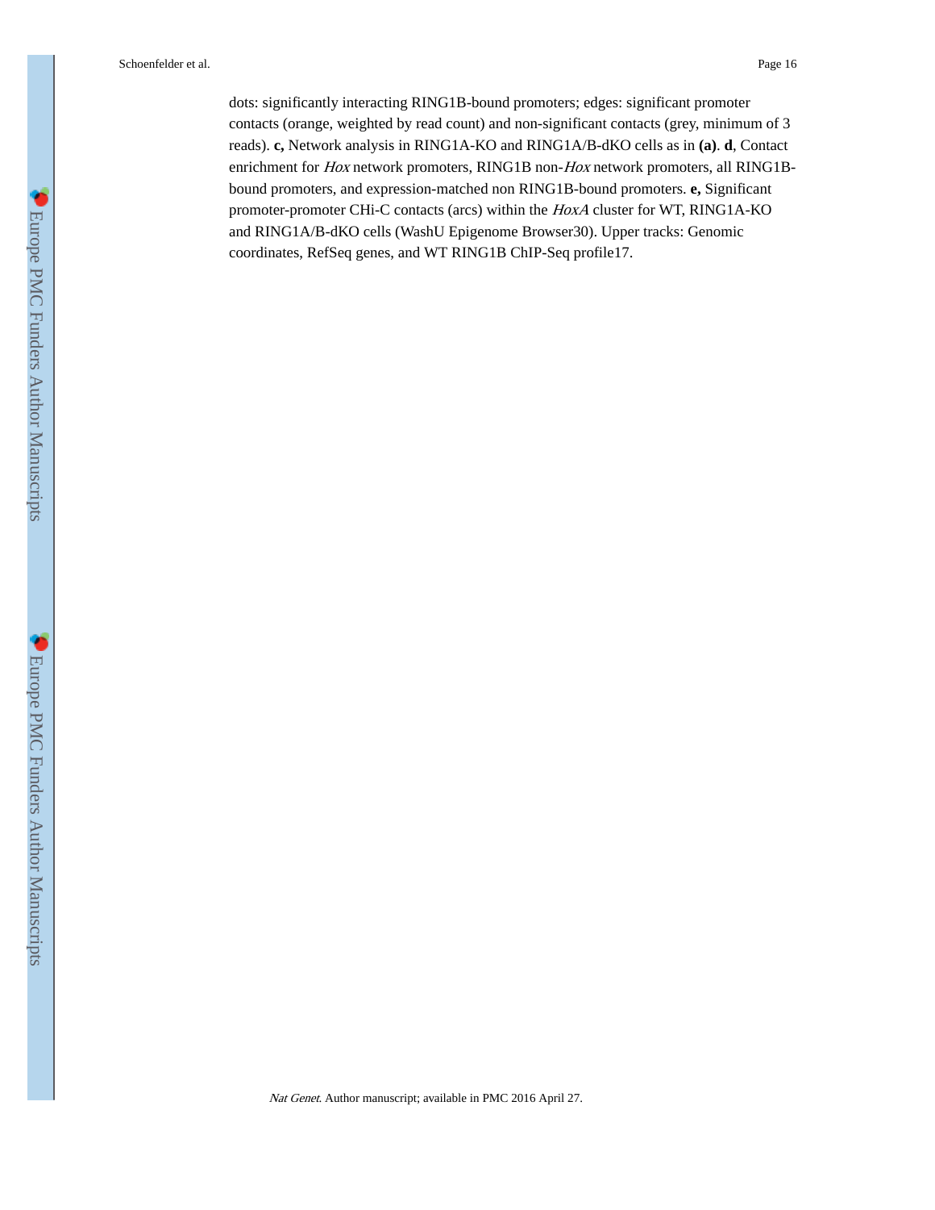dots: significantly interacting RING1B-bound promoters; edges: significant promoter contacts (orange, weighted by read count) and non-significant contacts (grey, minimum of 3 reads). **c,** Network analysis in RING1A-KO and RING1A/B-dKO cells as in **(a)**. **d**, Contact enrichment for *Hox* network promoters, RING1B non-*Hox* network promoters, all RING1B-bound promoters, and expression-matched non RING1B-bound promoters. **e,** Significant promoter-promoter CHi-C contacts (arcs) within the *HoxA* cluster for WT, RING1A-KO and RING1A/B-dKO cells (WashU Epigenome Browser[30]). Upper tracks: Genomic coordinates, RefSeq genes, and WT RING1B ChIP-Seq profile[17].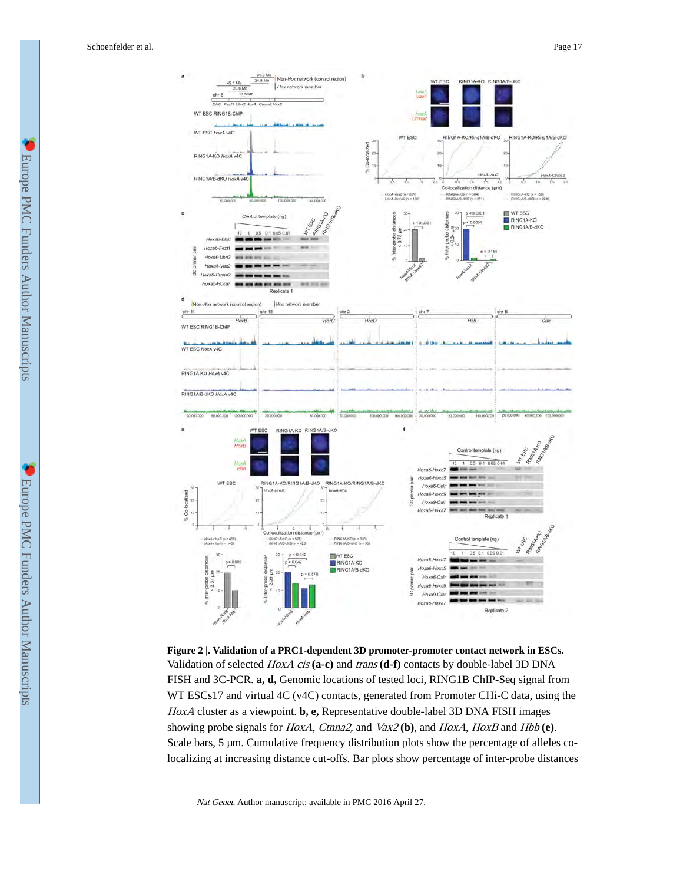**Figure 2 |. Validation of a PRC1-dependent 3D promoter-promoter contact network in ESCs.**

Validation of selected *HoxA cis* **(a-c)** and *trans* **(d-f)** contacts by double-label 3D DNA FISH and 3C-PCR. **a, d,** Genomic locations of tested loci, RING1B ChIP-Seq signal from WT ESCs17 and virtual 4C (v4C) contacts, generated from Promoter CHi-C data, using the *HoxA* cluster as a viewpoint. **b, e,** Representative double-label 3D DNA FISH images showing probe signals for *HoxA*, *Ctnna2,* and *Vax2* **(b)**, and *HoxA*, *HoxB* and *Hbb* **(e)**. Scale bars, 5 μm. Cumulative frequency distribution plots show the percentage of alleles co-localizing at increasing distance cut-offs. Bar plots show percentage of inter-probe distances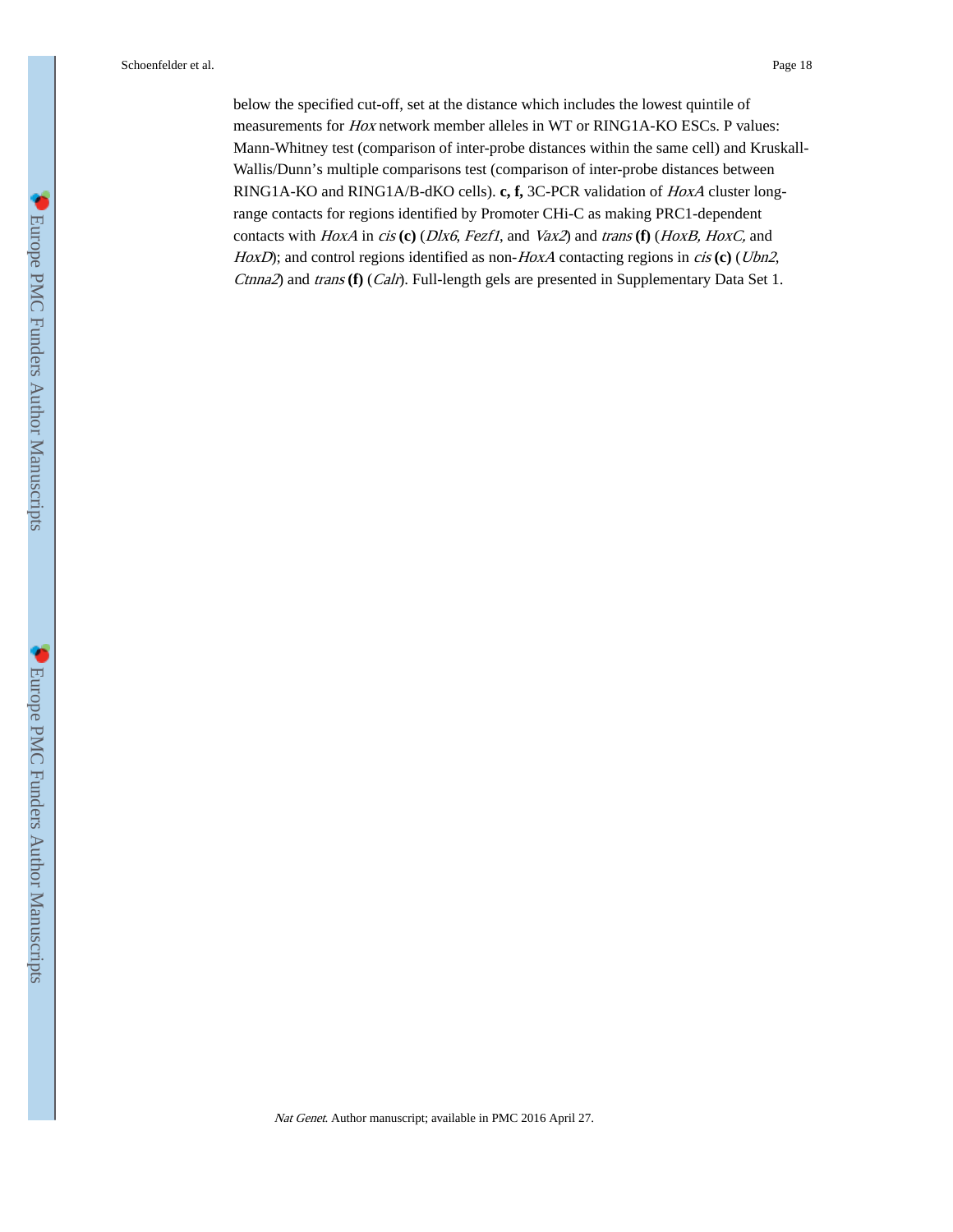below the specified cut-off, set at the distance which includes the lowest quintile of measurements for *Hox* network member alleles in WT or RING1A-KO ESCs. P values: Mann-Whitney test (comparison of inter-probe distances within the same cell) and Kruskall-Wallis/Dunn's multiple comparisons test (comparison of inter-probe distances between RING1A-KO and RING1A/B-dKO cells). **c, f,** 3C-PCR validation of *HoxA* cluster long-range contacts for regions identified by Promoter CHi-C as making PRC1-dependent contacts with *HoxA* in *cis* **(c)** (*Dlx6*, *Fezf1*, and *Vax2*) and *trans* **(f)** (*HoxB, HoxC,* and *HoxD*); and control regions identified as non-*HoxA* contacting regions in *cis* **(c)** (*Ubn2*, *Ctnna2*) and *trans* **(f)** (*Calr*). Full-length gels are presented in Supplementary Data Set 1.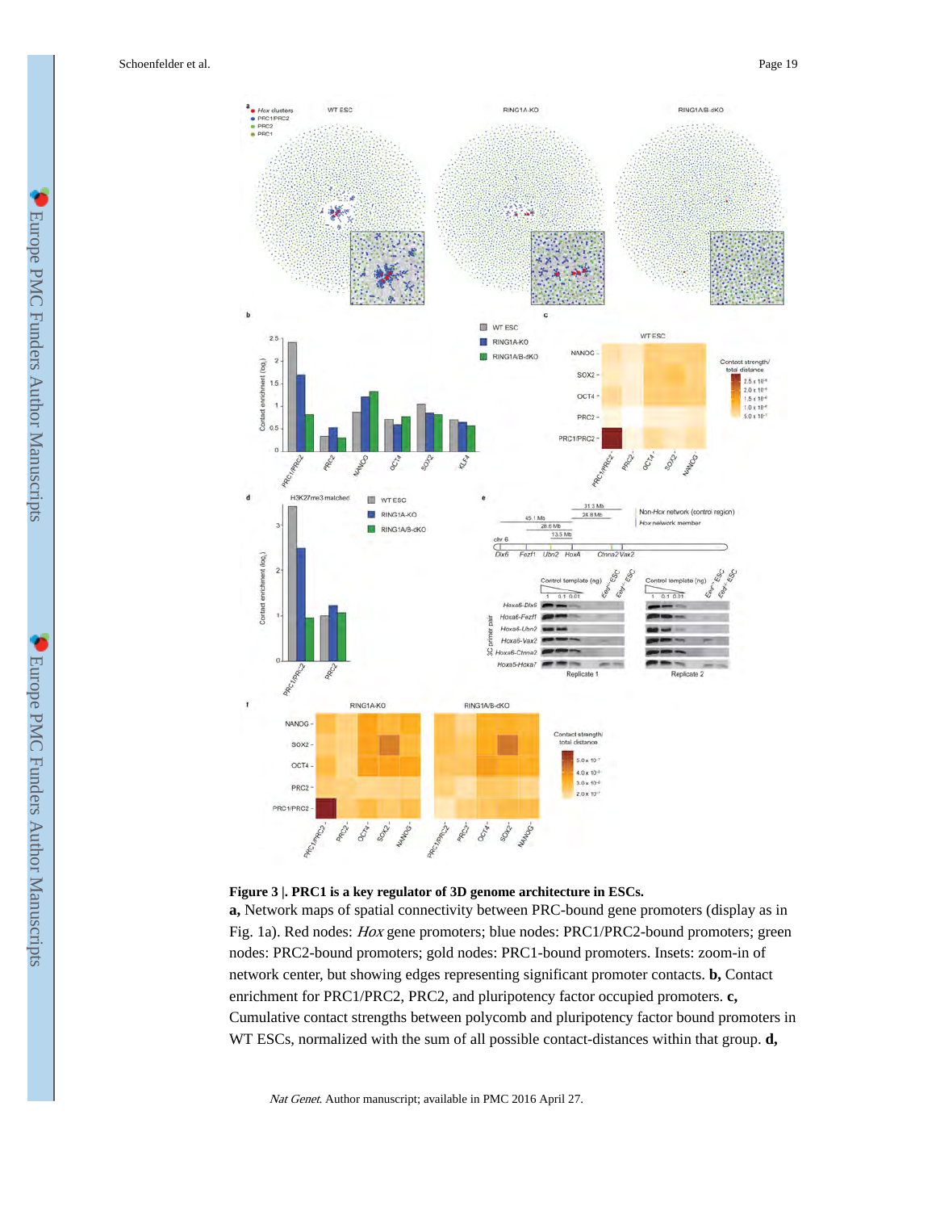**Figure 3 |. PRC1 is a key regulator of 3D genome architecture in ESCs.**

**a,** Network maps of spatial connectivity between PRC-bound gene promoters (display as in Fig. 1a). Red nodes: *Hox* gene promoters; blue nodes: PRC1/PRC2-bound promoters; green nodes: PRC2-bound promoters; gold nodes: PRC1-bound promoters. Insets: zoom-in of network center, but showing edges representing significant promoter contacts. **b,** Contact enrichment for PRC1/PRC2, PRC2, and pluripotency factor occupied promoters. **c,** Cumulative contact strengths between polycomb and pluripotency factor bound promoters in WT ESCs, normalized with the sum of all possible contact-distances within that group. **d,**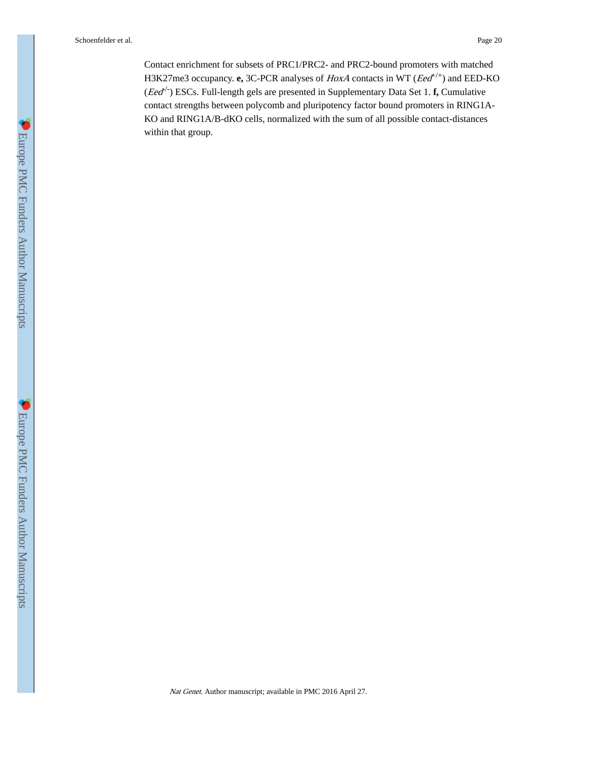Contact enrichment for subsets of PRC1/PRC2- and PRC2-bound promoters with matched H3K27me3 occupancy. **e,** 3C-PCR analyses of *HoxA* contacts in WT (*Eed*$^{+/+}$) and EED-KO (*Eed*$^{-/-}$) ESCs. Full-length gels are presented in Supplementary Data Set 1. **f,** Cumulative contact strengths between polycomb and pluripotency factor bound promoters in RING1A-KO and RING1A/B-dKO cells, normalized with the sum of all possible contact-distances within that group.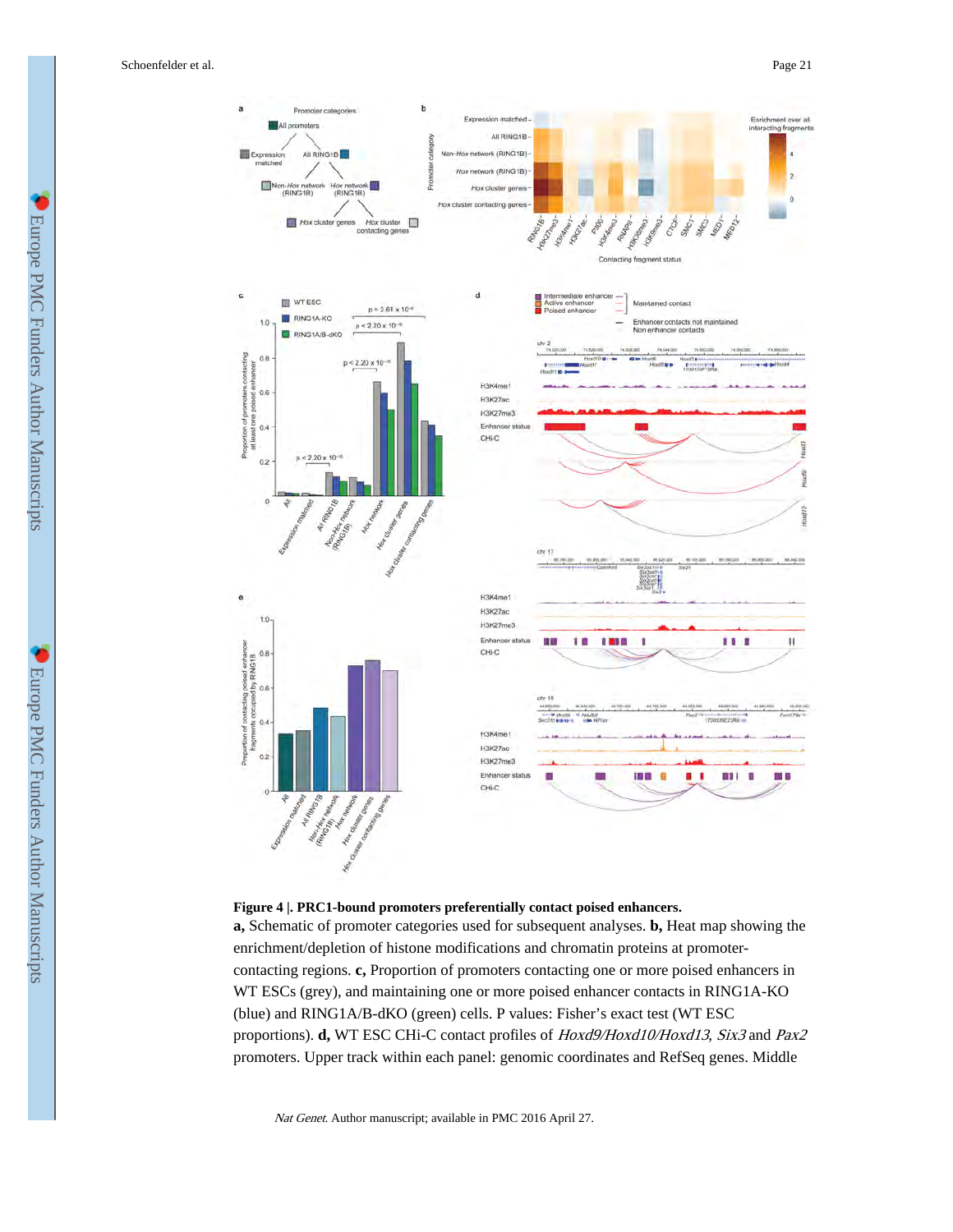**Figure 4 |. PRC1-bound promoters preferentially contact poised enhancers.**

**a,** Schematic of promoter categories used for subsequent analyses. **b,** Heat map showing the enrichment/depletion of histone modifications and chromatin proteins at promoter-contacting regions. **c,** Proportion of promoters contacting one or more poised enhancers in WT ESCs (grey), and maintaining one or more poised enhancer contacts in RING1A-KO (blue) and RING1A/B-dKO (green) cells. P values: Fisher's exact test (WT ESC proportions). **d,** WT ESC CHi-C contact profiles of *Hoxd9/Hoxd10/Hoxd13*, *Six3* and *Pax2* promoters. Upper track within each panel: genomic coordinates and RefSeq genes. Middle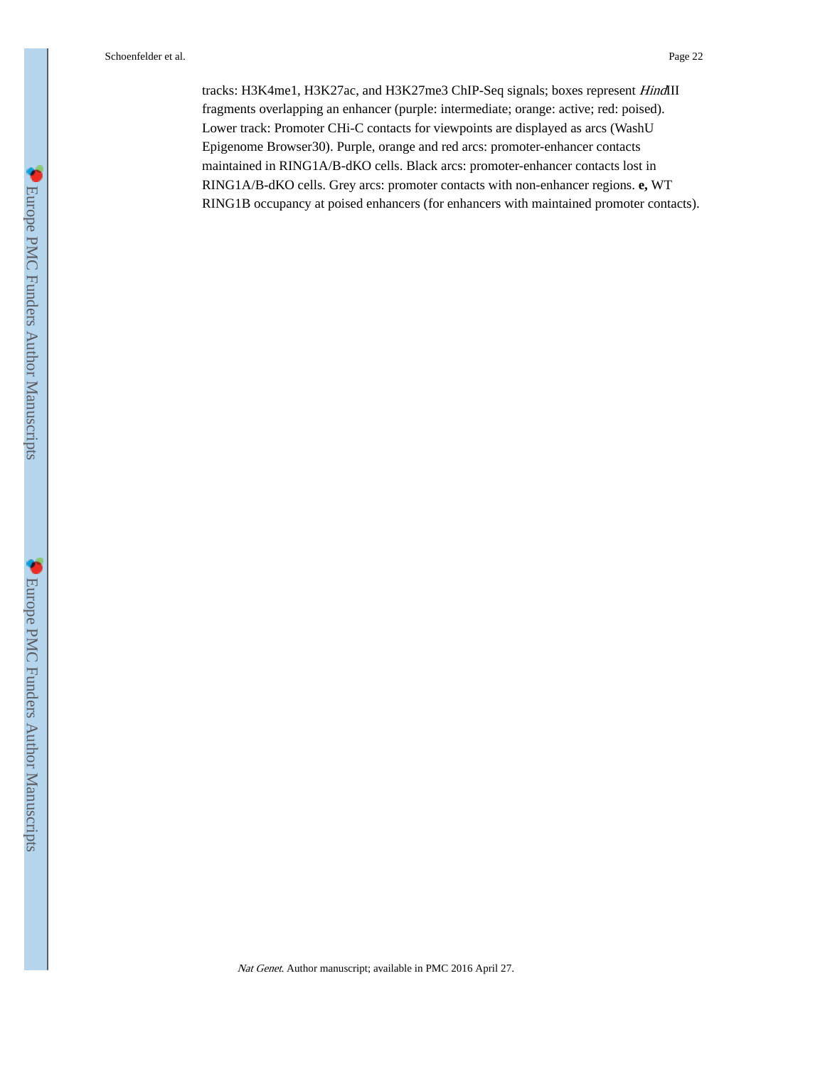tracks: H3K4me1, H3K27ac, and H3K27me3 ChIP-Seq signals; boxes represent *Hind*III fragments overlapping an enhancer (purple: intermediate; orange: active; red: poised). Lower track: Promoter CHi-C contacts for viewpoints are displayed as arcs (WashU Epigenome Browser30). Purple, orange and red arcs: promoter-enhancer contacts maintained in RING1A/B-dKO cells. Black arcs: promoter-enhancer contacts lost in RING1A/B-dKO cells. Grey arcs: promoter contacts with non-enhancer regions. **e,** WT RING1B occupancy at poised enhancers (for enhancers with maintained promoter contacts).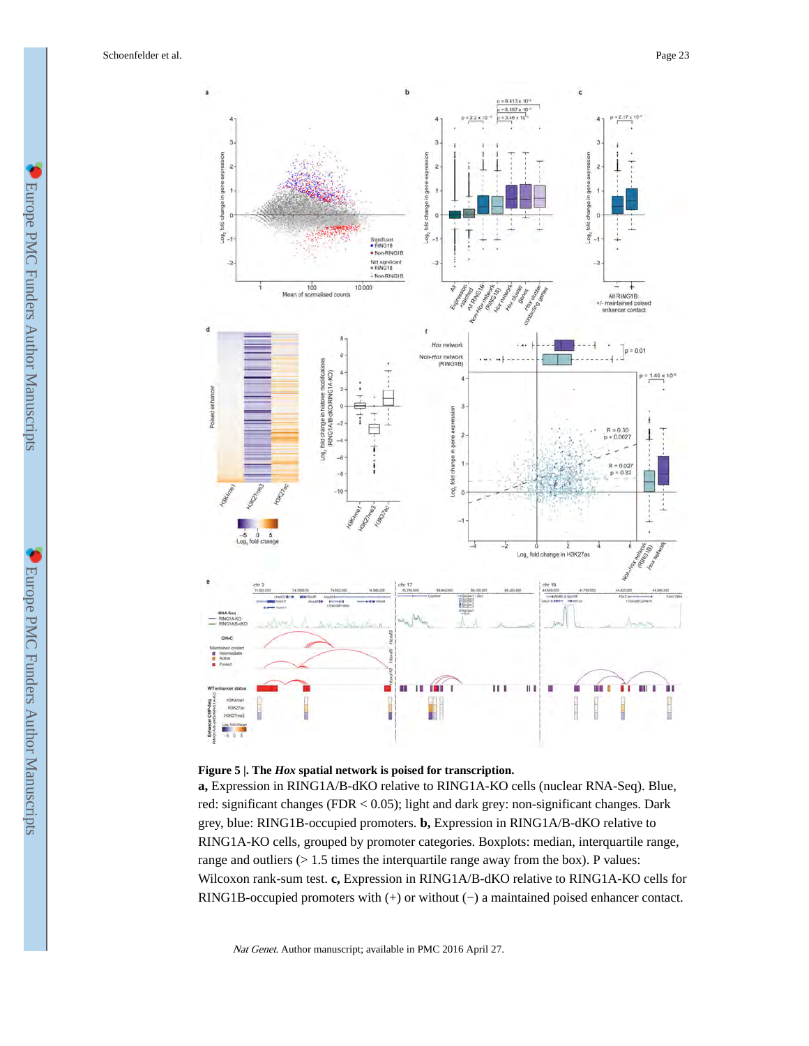**Figure 5 |. The *Hox* spatial network is poised for transcription.**

**a,** Expression in RING1A/B-dKO relative to RING1A-KO cells (nuclear RNA-Seq). Blue, red: significant changes (FDR < 0.05); light and dark grey: non-significant changes. Dark grey, blue: RING1B-occupied promoters. **b,** Expression in RING1A/B-dKO relative to RING1A-KO cells, grouped by promoter categories. Boxplots: median, interquartile range, range and outliers (> 1.5 times the interquartile range away from the box). P values: Wilcoxon rank-sum test. **c,** Expression in RING1A/B-dKO relative to RING1A-KO cells for RING1B-occupied promoters with (+) or without (−) a maintained poised enhancer contact.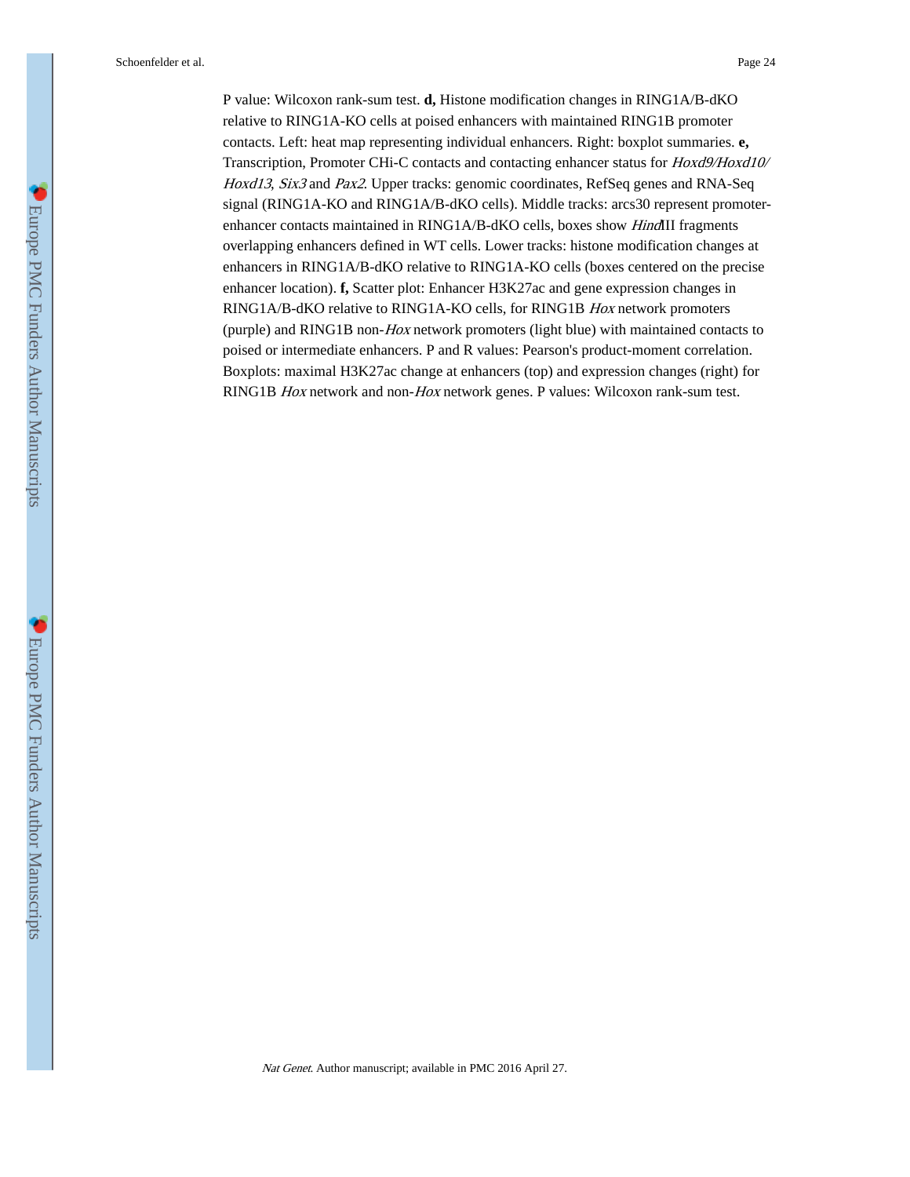P value: Wilcoxon rank-sum test. **d,** Histone modification changes in RING1A/B-dKO relative to RING1A-KO cells at poised enhancers with maintained RING1B promoter contacts. Left: heat map representing individual enhancers. Right: boxplot summaries. **e,** Transcription, Promoter CHi-C contacts and contacting enhancer status for *Hoxd9/Hoxd10/ Hoxd13*, *Six3* and *Pax2*. Upper tracks: genomic coordinates, RefSeq genes and RNA-Seq signal (RING1A-KO and RING1A/B-dKO cells). Middle tracks: arcs30 represent promoter-enhancer contacts maintained in RING1A/B-dKO cells, boxes show *Hind*III fragments overlapping enhancers defined in WT cells. Lower tracks: histone modification changes at enhancers in RING1A/B-dKO relative to RING1A-KO cells (boxes centered on the precise enhancer location). **f,** Scatter plot: Enhancer H3K27ac and gene expression changes in RING1A/B-dKO relative to RING1A-KO cells, for RING1B *Hox* network promoters (purple) and RING1B non-*Hox* network promoters (light blue) with maintained contacts to poised or intermediate enhancers. P and R values: Pearson's product-moment correlation. Boxplots: maximal H3K27ac change at enhancers (top) and expression changes (right) for RING1B *Hox* network and non-*Hox* network genes. P values: Wilcoxon rank-sum test.